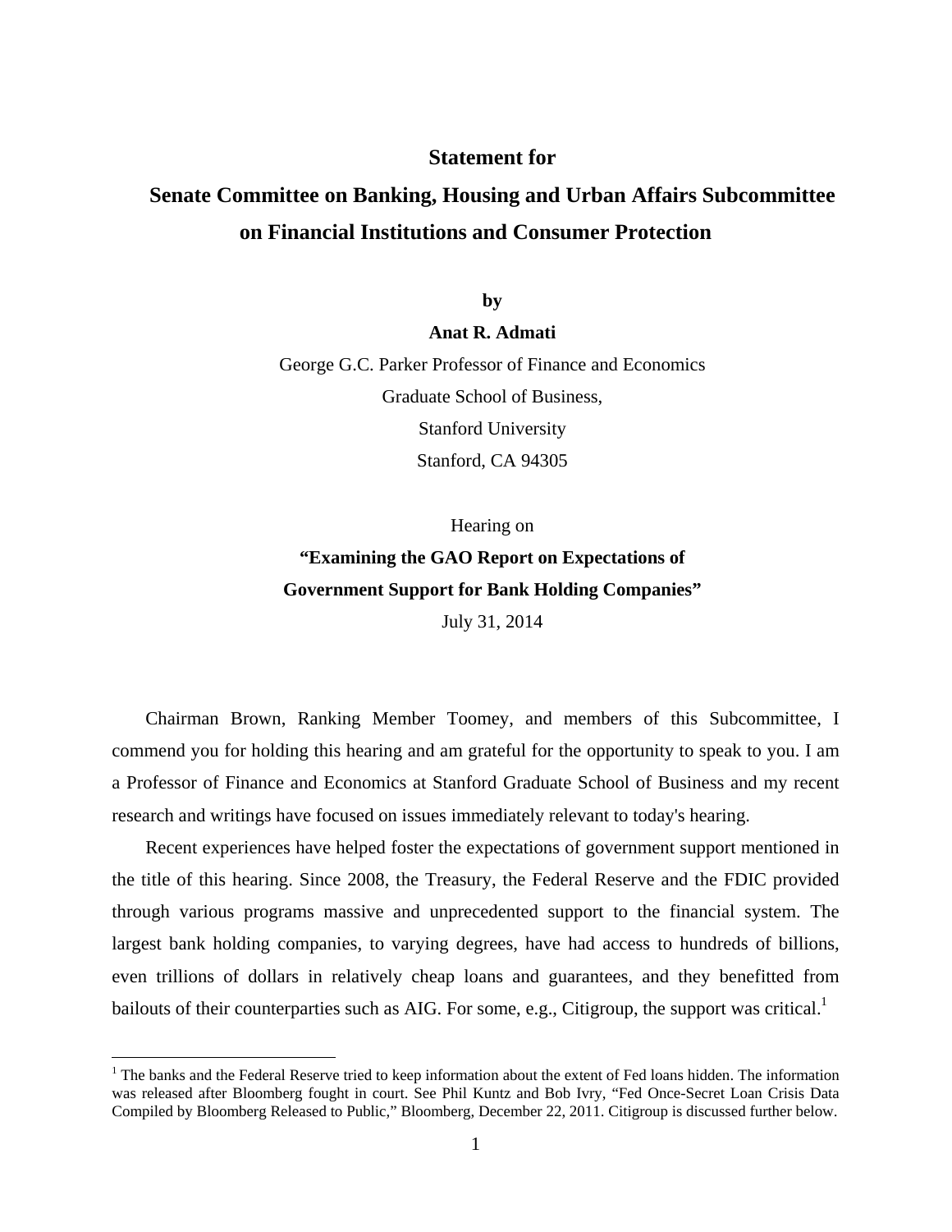# Statement for

# Senate Committee on Banking, Housing and Urban Affairs Subcommittee on Financial Institutions and Consumer Protection

**by**

**Anat R. Admati**

George G.C. Parker Professor of Finance and Economics

Graduate School of Business,

Stanford University

Stanford, CA 94305

Hearing on

**"Examining the GAO Report on Expectations of Government Support for Bank Holding Companies"**

July 31, 2014

Chairman Brown, Ranking Member Toomey, and members of this Subcommittee, I commend you for holding this hearing and am grateful for the opportunity to speak to you. I am a Professor of Finance and Economics at Stanford Graduate School of Business and my recent research and writings have focused on issues immediately relevant to today's hearing.

Recent experiences have helped foster the expectations of government support mentioned in the title of this hearing. Since 2008, the Treasury, the Federal Reserve and the FDIC provided through various programs massive and unprecedented support to the financial system. The largest bank holding companies, to varying degrees, have had access to hundreds of billions, even trillions of dollars in relatively cheap loans and guarantees, and they benefitted from bailouts of their counterparties such as AIG. For some, e.g., Citigroup, the support was critical.[1]

[1] The banks and the Federal Reserve tried to keep information about the extent of Fed loans hidden. The information was released after Bloomberg fought in court. See Phil Kuntz and Bob Ivry, "Fed Once-Secret Loan Crisis Data Compiled by Bloomberg Released to Public," Bloomberg, December 22, 2011. Citigroup is discussed further below.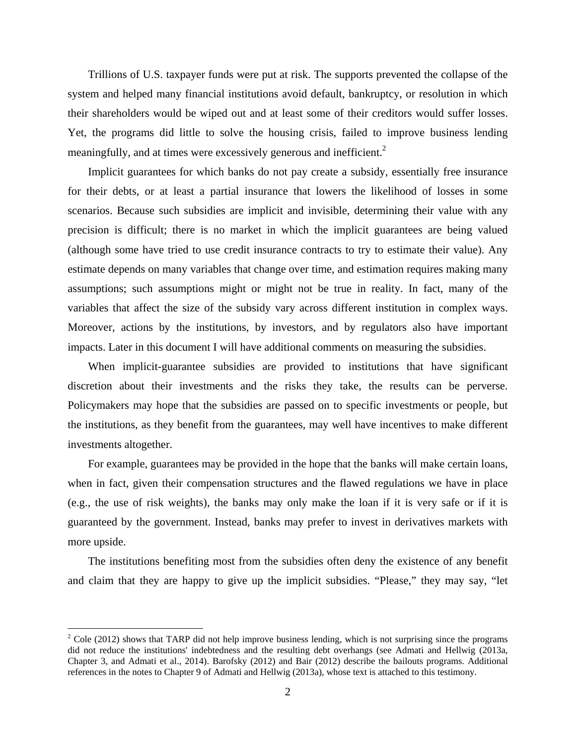Trillions of U.S. taxpayer funds were put at risk. The supports prevented the collapse of the system and helped many financial institutions avoid default, bankruptcy, or resolution in which their shareholders would be wiped out and at least some of their creditors would suffer losses. Yet, the programs did little to solve the housing crisis, failed to improve business lending meaningfully, and at times were excessively generous and inefficient.[2]

Implicit guarantees for which banks do not pay create a subsidy, essentially free insurance for their debts, or at least a partial insurance that lowers the likelihood of losses in some scenarios. Because such subsidies are implicit and invisible, determining their value with any precision is difficult; there is no market in which the implicit guarantees are being valued (although some have tried to use credit insurance contracts to try to estimate their value). Any estimate depends on many variables that change over time, and estimation requires making many assumptions; such assumptions might or might not be true in reality. In fact, many of the variables that affect the size of the subsidy vary across different institution in complex ways. Moreover, actions by the institutions, by investors, and by regulators also have important impacts. Later in this document I will have additional comments on measuring the subsidies.

When implicit-guarantee subsidies are provided to institutions that have significant discretion about their investments and the risks they take, the results can be perverse. Policymakers may hope that the subsidies are passed on to specific investments or people, but the institutions, as they benefit from the guarantees, may well have incentives to make different investments altogether.

For example, guarantees may be provided in the hope that the banks will make certain loans, when in fact, given their compensation structures and the flawed regulations we have in place (e.g., the use of risk weights), the banks may only make the loan if it is very safe or if it is guaranteed by the government. Instead, banks may prefer to invest in derivatives markets with more upside.

The institutions benefiting most from the subsidies often deny the existence of any benefit and claim that they are happy to give up the implicit subsidies. "Please," they may say, "let

---

[2] Cole (2012) shows that TARP did not help improve business lending, which is not surprising since the programs did not reduce the institutions' indebtedness and the resulting debt overhangs (see Admati and Hellwig (2013a, Chapter 3, and Admati et al., 2014). Barofsky (2012) and Bair (2012) describe the bailouts programs. Additional references in the notes to Chapter 9 of Admati and Hellwig (2013a), whose text is attached to this testimony.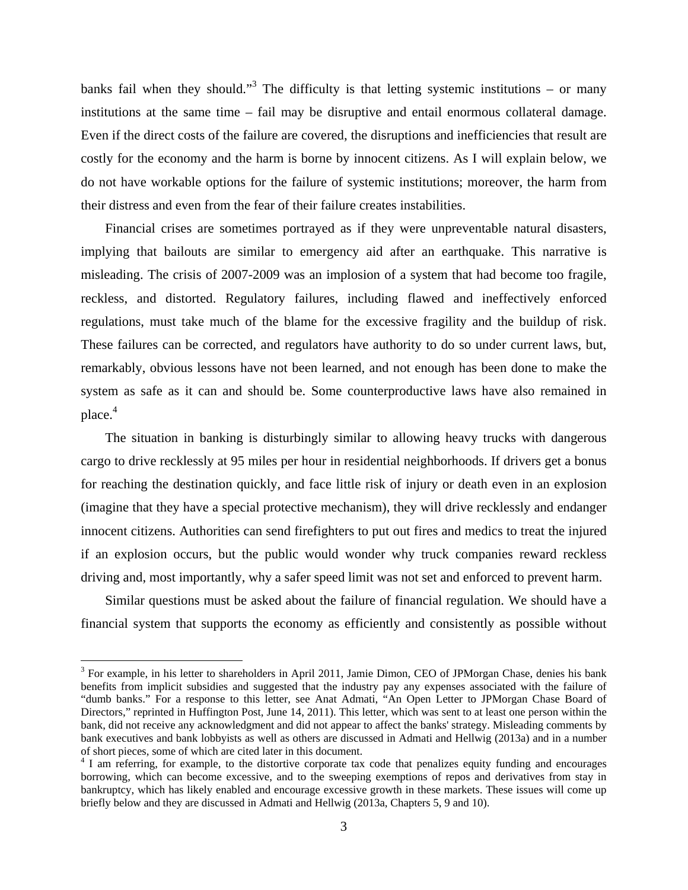banks fail when they should."[3] The difficulty is that letting systemic institutions – or many institutions at the same time – fail may be disruptive and entail enormous collateral damage. Even if the direct costs of the failure are covered, the disruptions and inefficiencies that result are costly for the economy and the harm is borne by innocent citizens. As I will explain below, we do not have workable options for the failure of systemic institutions; moreover, the harm from their distress and even from the fear of their failure creates instabilities.

Financial crises are sometimes portrayed as if they were unpreventable natural disasters, implying that bailouts are similar to emergency aid after an earthquake. This narrative is misleading. The crisis of 2007-2009 was an implosion of a system that had become too fragile, reckless, and distorted. Regulatory failures, including flawed and ineffectively enforced regulations, must take much of the blame for the excessive fragility and the buildup of risk. These failures can be corrected, and regulators have authority to do so under current laws, but, remarkably, obvious lessons have not been learned, and not enough has been done to make the system as safe as it can and should be. Some counterproductive laws have also remained in place.[4]

The situation in banking is disturbingly similar to allowing heavy trucks with dangerous cargo to drive recklessly at 95 miles per hour in residential neighborhoods. If drivers get a bonus for reaching the destination quickly, and face little risk of injury or death even in an explosion (imagine that they have a special protective mechanism), they will drive recklessly and endanger innocent citizens. Authorities can send firefighters to put out fires and medics to treat the injured if an explosion occurs, but the public would wonder why truck companies reward reckless driving and, most importantly, why a safer speed limit was not set and enforced to prevent harm.

Similar questions must be asked about the failure of financial regulation. We should have a financial system that supports the economy as efficiently and consistently as possible without

---

[3] For example, in his letter to shareholders in April 2011, Jamie Dimon, CEO of JPMorgan Chase, denies his bank benefits from implicit subsidies and suggested that the industry pay any expenses associated with the failure of "dumb banks." For a response to this letter, see Anat Admati, "An Open Letter to JPMorgan Chase Board of Directors," reprinted in Huffington Post, June 14, 2011). This letter, which was sent to at least one person within the bank, did not receive any acknowledgment and did not appear to affect the banks' strategy. Misleading comments by bank executives and bank lobbyists as well as others are discussed in Admati and Hellwig (2013a) and in a number of short pieces, some of which are cited later in this document.

[4] I am referring, for example, to the distortive corporate tax code that penalizes equity funding and encourages borrowing, which can become excessive, and to the sweeping exemptions of repos and derivatives from stay in bankruptcy, which has likely enabled and encourage excessive growth in these markets. These issues will come up briefly below and they are discussed in Admati and Hellwig (2013a, Chapters 5, 9 and 10).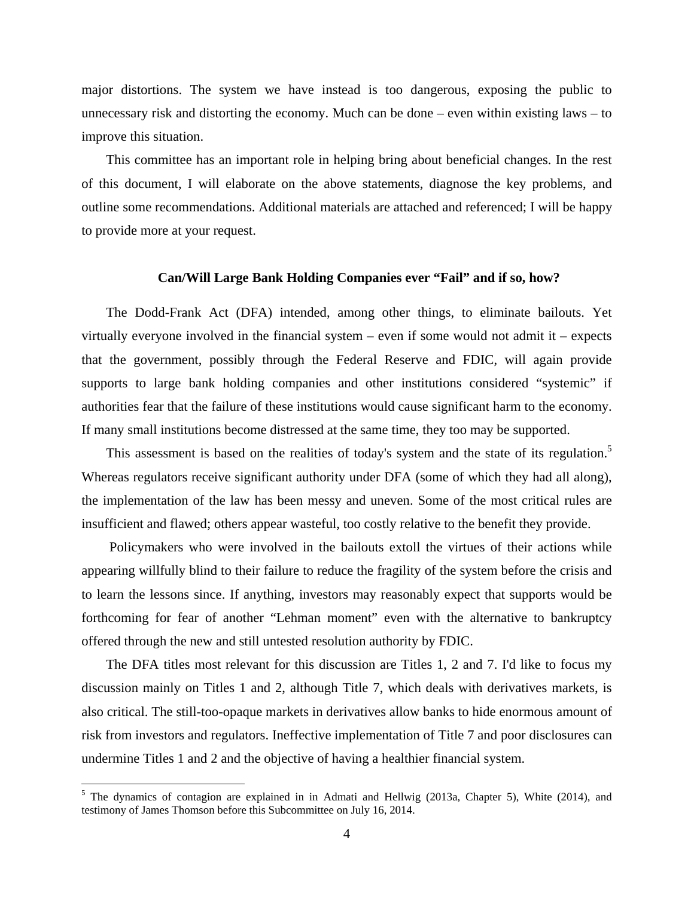major distortions. The system we have instead is too dangerous, exposing the public to unnecessary risk and distorting the economy. Much can be done – even within existing laws – to improve this situation.

This committee has an important role in helping bring about beneficial changes. In the rest of this document, I will elaborate on the above statements, diagnose the key problems, and outline some recommendations. Additional materials are attached and referenced; I will be happy to provide more at your request.

### Can/Will Large Bank Holding Companies ever "Fail" and if so, how?

The Dodd-Frank Act (DFA) intended, among other things, to eliminate bailouts. Yet virtually everyone involved in the financial system – even if some would not admit it – expects that the government, possibly through the Federal Reserve and FDIC, will again provide supports to large bank holding companies and other institutions considered "systemic" if authorities fear that the failure of these institutions would cause significant harm to the economy. If many small institutions become distressed at the same time, they too may be supported.

This assessment is based on the realities of today's system and the state of its regulation.[5] Whereas regulators receive significant authority under DFA (some of which they had all along), the implementation of the law has been messy and uneven. Some of the most critical rules are insufficient and flawed; others appear wasteful, too costly relative to the benefit they provide.

Policymakers who were involved in the bailouts extoll the virtues of their actions while appearing willfully blind to their failure to reduce the fragility of the system before the crisis and to learn the lessons since. If anything, investors may reasonably expect that supports would be forthcoming for fear of another "Lehman moment" even with the alternative to bankruptcy offered through the new and still untested resolution authority by FDIC.

The DFA titles most relevant for this discussion are Titles 1, 2 and 7. I'd like to focus my discussion mainly on Titles 1 and 2, although Title 7, which deals with derivatives markets, is also critical. The still-too-opaque markets in derivatives allow banks to hide enormous amount of risk from investors and regulators. Ineffective implementation of Title 7 and poor disclosures can undermine Titles 1 and 2 and the objective of having a healthier financial system.

---

[5] The dynamics of contagion are explained in in Admati and Hellwig (2013a, Chapter 5), White (2014), and testimony of James Thomson before this Subcommittee on July 16, 2014.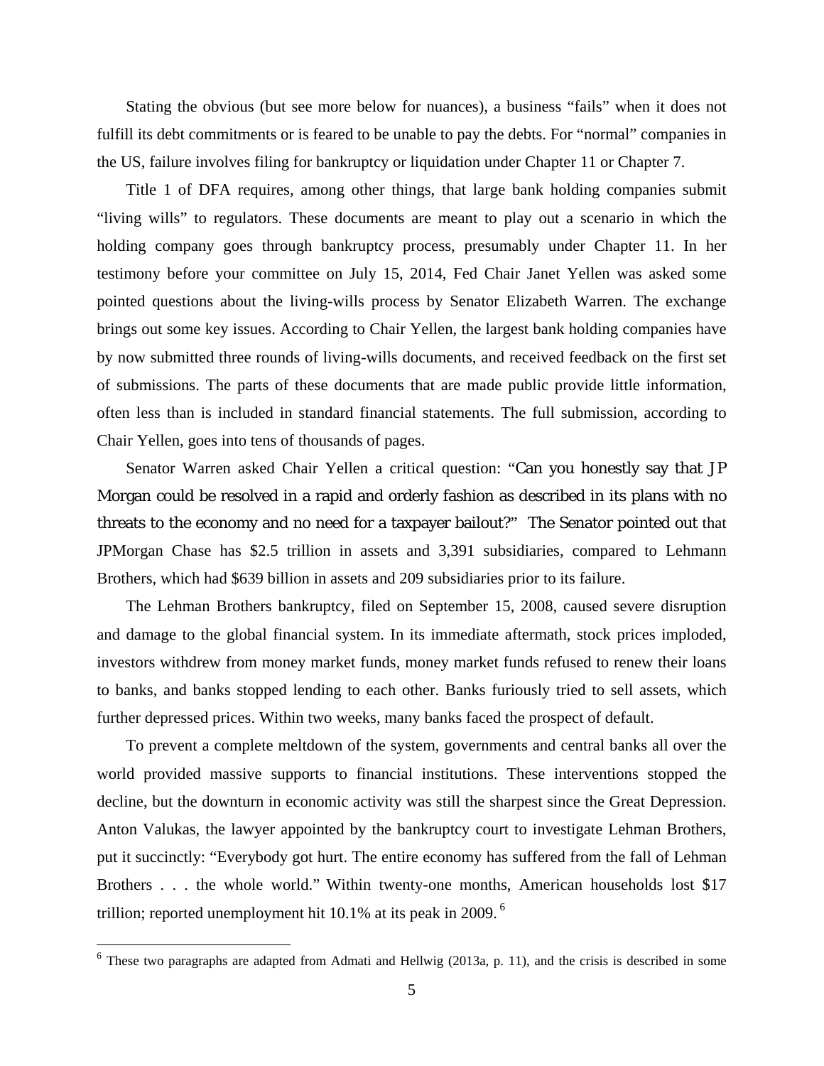Stating the obvious (but see more below for nuances), a business "fails" when it does not fulfill its debt commitments or is feared to be unable to pay the debts. For "normal" companies in the US, failure involves filing for bankruptcy or liquidation under Chapter 11 or Chapter 7.

Title 1 of DFA requires, among other things, that large bank holding companies submit "living wills" to regulators. These documents are meant to play out a scenario in which the holding company goes through bankruptcy process, presumably under Chapter 11. In her testimony before your committee on July 15, 2014, Fed Chair Janet Yellen was asked some pointed questions about the living-wills process by Senator Elizabeth Warren. The exchange brings out some key issues. According to Chair Yellen, the largest bank holding companies have by now submitted three rounds of living-wills documents, and received feedback on the first set of submissions. The parts of these documents that are made public provide little information, often less than is included in standard financial statements. The full submission, according to Chair Yellen, goes into tens of thousands of pages.

Senator Warren asked Chair Yellen a critical question: "Can you honestly say that JP Morgan could be resolved in a rapid and orderly fashion as described in its plans with no threats to the economy and no need for a taxpayer bailout?" The Senator pointed out that JPMorgan Chase has $2.5 trillion in assets and 3,391 subsidiaries, compared to Lehmann Brothers, which had $639 billion in assets and 209 subsidiaries prior to its failure.

The Lehman Brothers bankruptcy, filed on September 15, 2008, caused severe disruption and damage to the global financial system. In its immediate aftermath, stock prices imploded, investors withdrew from money market funds, money market funds refused to renew their loans to banks, and banks stopped lending to each other. Banks furiously tried to sell assets, which further depressed prices. Within two weeks, many banks faced the prospect of default.

To prevent a complete meltdown of the system, governments and central banks all over the world provided massive supports to financial institutions. These interventions stopped the decline, but the downturn in economic activity was still the sharpest since the Great Depression. Anton Valukas, the lawyer appointed by the bankruptcy court to investigate Lehman Brothers, put it succinctly: "Everybody got hurt. The entire economy has suffered from the fall of Lehman Brothers . . . the whole world." Within twenty-one months, American households lost $17 trillion; reported unemployment hit 10.1% at its peak in 2009. [6]

[6] These two paragraphs are adapted from Admati and Hellwig (2013a, p. 11), and the crisis is described in some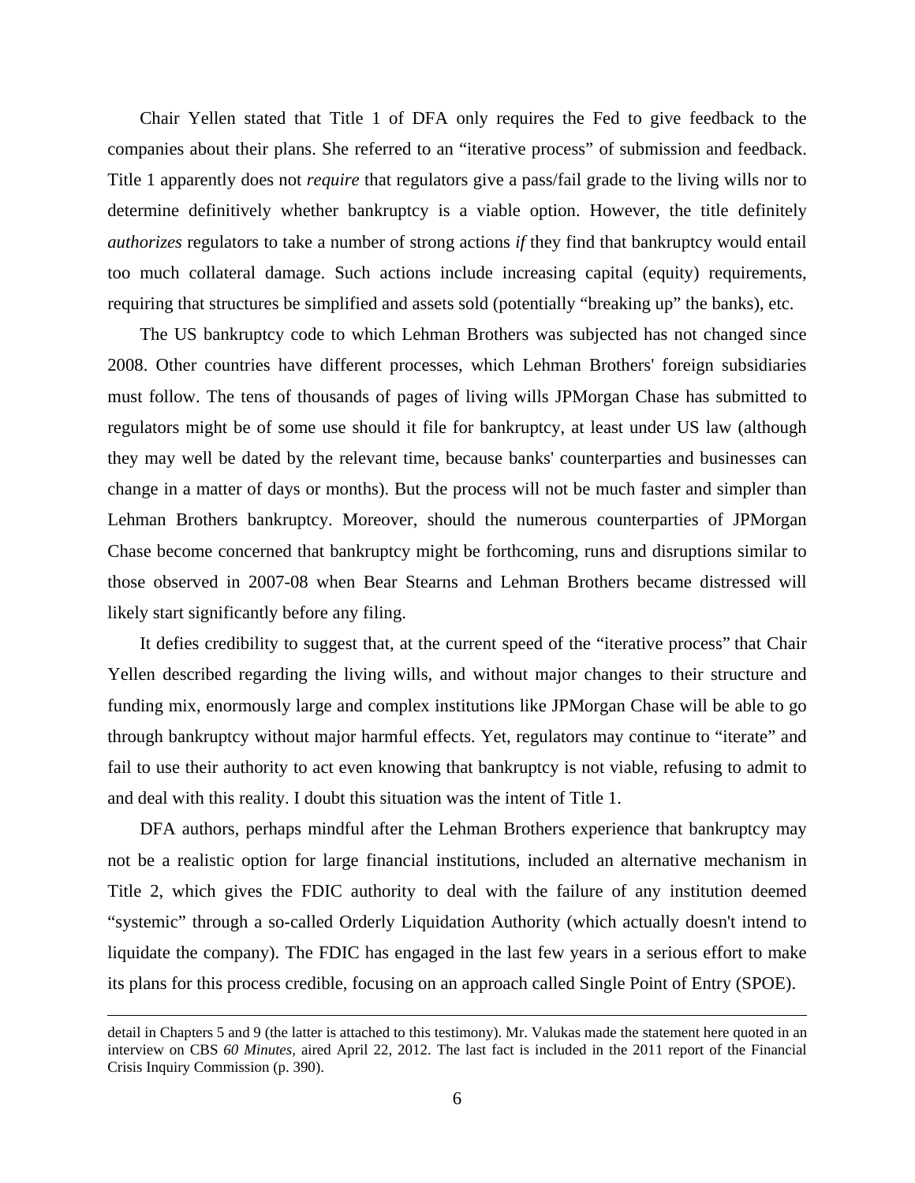Chair Yellen stated that Title 1 of DFA only requires the Fed to give feedback to the companies about their plans. She referred to an "iterative process" of submission and feedback. Title 1 apparently does not *require* that regulators give a pass/fail grade to the living wills nor to determine definitively whether bankruptcy is a viable option. However, the title definitely *authorizes* regulators to take a number of strong actions *if* they find that bankruptcy would entail too much collateral damage. Such actions include increasing capital (equity) requirements, requiring that structures be simplified and assets sold (potentially "breaking up" the banks), etc.

The US bankruptcy code to which Lehman Brothers was subjected has not changed since 2008. Other countries have different processes, which Lehman Brothers' foreign subsidiaries must follow. The tens of thousands of pages of living wills JPMorgan Chase has submitted to regulators might be of some use should it file for bankruptcy, at least under US law (although they may well be dated by the relevant time, because banks' counterparties and businesses can change in a matter of days or months). But the process will not be much faster and simpler than Lehman Brothers bankruptcy. Moreover, should the numerous counterparties of JPMorgan Chase become concerned that bankruptcy might be forthcoming, runs and disruptions similar to those observed in 2007-08 when Bear Stearns and Lehman Brothers became distressed will likely start significantly before any filing.

It defies credibility to suggest that, at the current speed of the "iterative process" that Chair Yellen described regarding the living wills, and without major changes to their structure and funding mix, enormously large and complex institutions like JPMorgan Chase will be able to go through bankruptcy without major harmful effects. Yet, regulators may continue to "iterate" and fail to use their authority to act even knowing that bankruptcy is not viable, refusing to admit to and deal with this reality. I doubt this situation was the intent of Title 1.

DFA authors, perhaps mindful after the Lehman Brothers experience that bankruptcy may not be a realistic option for large financial institutions, included an alternative mechanism in Title 2, which gives the FDIC authority to deal with the failure of any institution deemed "systemic" through a so-called Orderly Liquidation Authority (which actually doesn't intend to liquidate the company). The FDIC has engaged in the last few years in a serious effort to make its plans for this process credible, focusing on an approach called Single Point of Entry (SPOE).

---

detail in Chapters 5 and 9 (the latter is attached to this testimony). Mr. Valukas made the statement here quoted in an interview on CBS *60 Minutes*, aired April 22, 2012. The last fact is included in the 2011 report of the Financial Crisis Inquiry Commission (p. 390).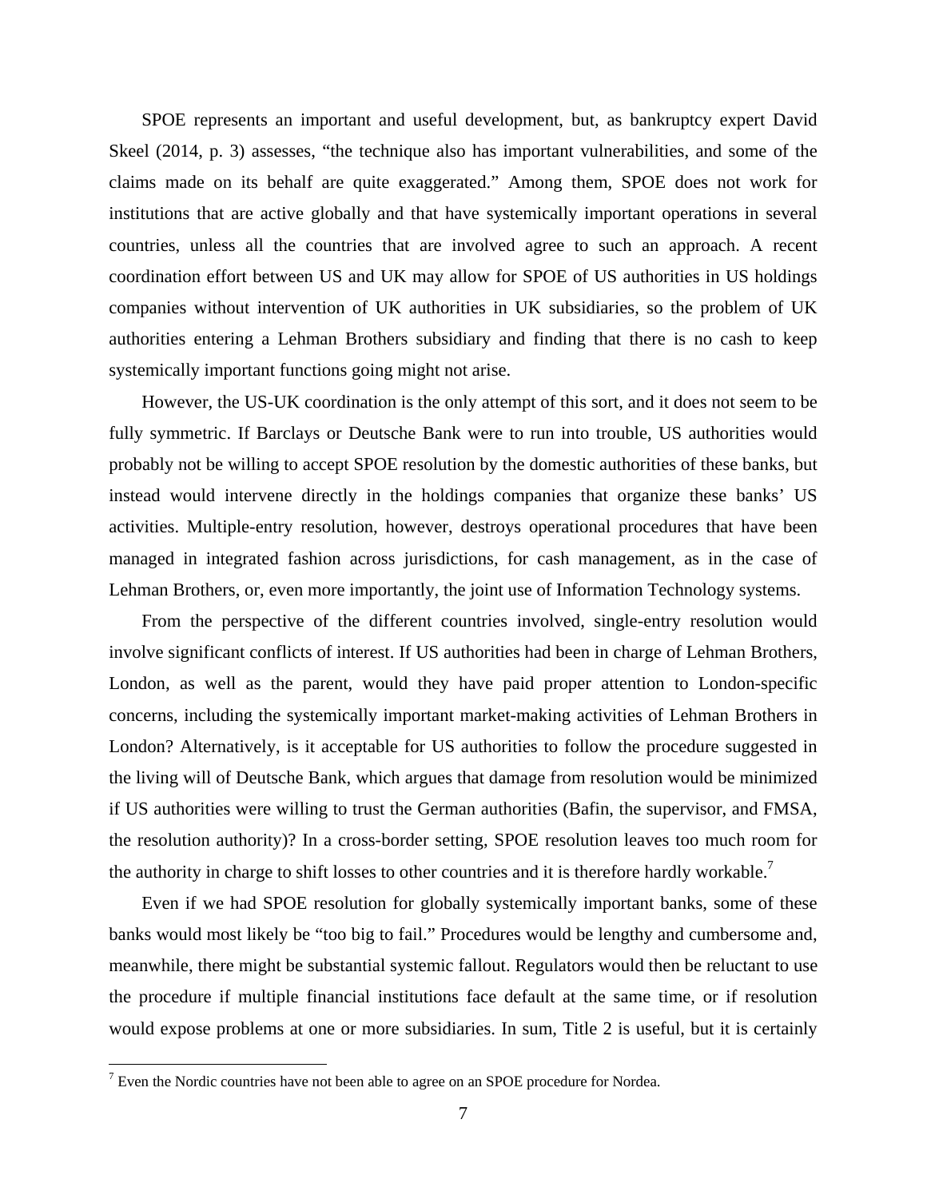SPOE represents an important and useful development, but, as bankruptcy expert David Skeel (2014, p. 3) assesses, "the technique also has important vulnerabilities, and some of the claims made on its behalf are quite exaggerated." Among them, SPOE does not work for institutions that are active globally and that have systemically important operations in several countries, unless all the countries that are involved agree to such an approach. A recent coordination effort between US and UK may allow for SPOE of US authorities in US holdings companies without intervention of UK authorities in UK subsidiaries, so the problem of UK authorities entering a Lehman Brothers subsidiary and finding that there is no cash to keep systemically important functions going might not arise.

However, the US-UK coordination is the only attempt of this sort, and it does not seem to be fully symmetric. If Barclays or Deutsche Bank were to run into trouble, US authorities would probably not be willing to accept SPOE resolution by the domestic authorities of these banks, but instead would intervene directly in the holdings companies that organize these banks' US activities. Multiple-entry resolution, however, destroys operational procedures that have been managed in integrated fashion across jurisdictions, for cash management, as in the case of Lehman Brothers, or, even more importantly, the joint use of Information Technology systems.

From the perspective of the different countries involved, single-entry resolution would involve significant conflicts of interest. If US authorities had been in charge of Lehman Brothers, London, as well as the parent, would they have paid proper attention to London-specific concerns, including the systemically important market-making activities of Lehman Brothers in London? Alternatively, is it acceptable for US authorities to follow the procedure suggested in the living will of Deutsche Bank, which argues that damage from resolution would be minimized if US authorities were willing to trust the German authorities (Bafin, the supervisor, and FMSA, the resolution authority)? In a cross-border setting, SPOE resolution leaves too much room for the authority in charge to shift losses to other countries and it is therefore hardly workable.[7]

Even if we had SPOE resolution for globally systemically important banks, some of these banks would most likely be "too big to fail." Procedures would be lengthy and cumbersome and, meanwhile, there might be substantial systemic fallout. Regulators would then be reluctant to use the procedure if multiple financial institutions face default at the same time, or if resolution would expose problems at one or more subsidiaries. In sum, Title 2 is useful, but it is certainly

[7] Even the Nordic countries have not been able to agree on an SPOE procedure for Nordea.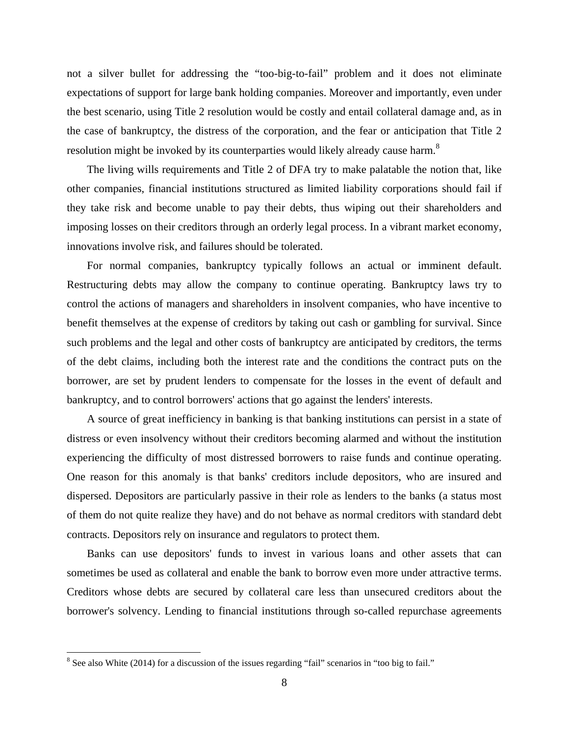not a silver bullet for addressing the "too-big-to-fail" problem and it does not eliminate expectations of support for large bank holding companies. Moreover and importantly, even under the best scenario, using Title 2 resolution would be costly and entail collateral damage and, as in the case of bankruptcy, the distress of the corporation, and the fear or anticipation that Title 2 resolution might be invoked by its counterparties would likely already cause harm.[8]

The living wills requirements and Title 2 of DFA try to make palatable the notion that, like other companies, financial institutions structured as limited liability corporations should fail if they take risk and become unable to pay their debts, thus wiping out their shareholders and imposing losses on their creditors through an orderly legal process. In a vibrant market economy, innovations involve risk, and failures should be tolerated.

For normal companies, bankruptcy typically follows an actual or imminent default. Restructuring debts may allow the company to continue operating. Bankruptcy laws try to control the actions of managers and shareholders in insolvent companies, who have incentive to benefit themselves at the expense of creditors by taking out cash or gambling for survival. Since such problems and the legal and other costs of bankruptcy are anticipated by creditors, the terms of the debt claims, including both the interest rate and the conditions the contract puts on the borrower, are set by prudent lenders to compensate for the losses in the event of default and bankruptcy, and to control borrowers' actions that go against the lenders' interests.

A source of great inefficiency in banking is that banking institutions can persist in a state of distress or even insolvency without their creditors becoming alarmed and without the institution experiencing the difficulty of most distressed borrowers to raise funds and continue operating. One reason for this anomaly is that banks' creditors include depositors, who are insured and dispersed. Depositors are particularly passive in their role as lenders to the banks (a status most of them do not quite realize they have) and do not behave as normal creditors with standard debt contracts. Depositors rely on insurance and regulators to protect them.

Banks can use depositors' funds to invest in various loans and other assets that can sometimes be used as collateral and enable the bank to borrow even more under attractive terms. Creditors whose debts are secured by collateral care less than unsecured creditors about the borrower's solvency. Lending to financial institutions through so-called repurchase agreements

[8] See also White (2014) for a discussion of the issues regarding "fail" scenarios in "too big to fail."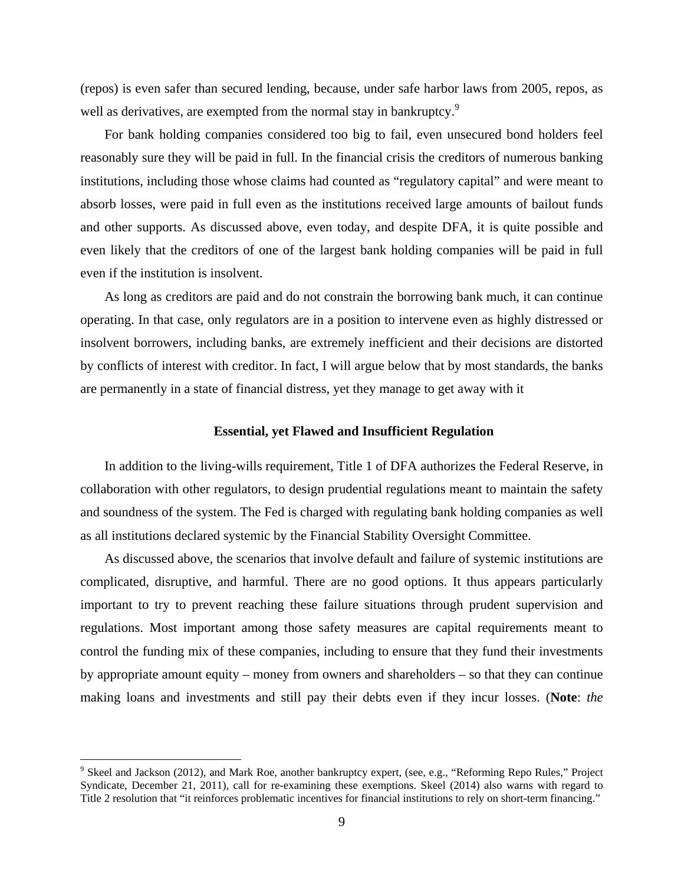(repos) is even safer than secured lending, because, under safe harbor laws from 2005, repos, as well as derivatives, are exempted from the normal stay in bankruptcy.[9]

For bank holding companies considered too big to fail, even unsecured bond holders feel reasonably sure they will be paid in full. In the financial crisis the creditors of numerous banking institutions, including those whose claims had counted as "regulatory capital" and were meant to absorb losses, were paid in full even as the institutions received large amounts of bailout funds and other supports. As discussed above, even today, and despite DFA, it is quite possible and even likely that the creditors of one of the largest bank holding companies will be paid in full even if the institution is insolvent.

As long as creditors are paid and do not constrain the borrowing bank much, it can continue operating. In that case, only regulators are in a position to intervene even as highly distressed or insolvent borrowers, including banks, are extremely inefficient and their decisions are distorted by conflicts of interest with creditor. In fact, I will argue below that by most standards, the banks are permanently in a state of financial distress, yet they manage to get away with it

### Essential, yet Flawed and Insufficient Regulation

In addition to the living-wills requirement, Title 1 of DFA authorizes the Federal Reserve, in collaboration with other regulators, to design prudential regulations meant to maintain the safety and soundness of the system. The Fed is charged with regulating bank holding companies as well as all institutions declared systemic by the Financial Stability Oversight Committee.

As discussed above, the scenarios that involve default and failure of systemic institutions are complicated, disruptive, and harmful. There are no good options. It thus appears particularly important to try to prevent reaching these failure situations through prudent supervision and regulations. Most important among those safety measures are capital requirements meant to control the funding mix of these companies, including to ensure that they fund their investments by appropriate amount equity – money from owners and shareholders – so that they can continue making loans and investments and still pay their debts even if they incur losses. (**Note**: *the*

[9] Skeel and Jackson (2012), and Mark Roe, another bankruptcy expert, (see, e.g., "Reforming Repo Rules," Project Syndicate, December 21, 2011), call for re-examining these exemptions. Skeel (2014) also warns with regard to Title 2 resolution that "it reinforces problematic incentives for financial institutions to rely on short-term financing."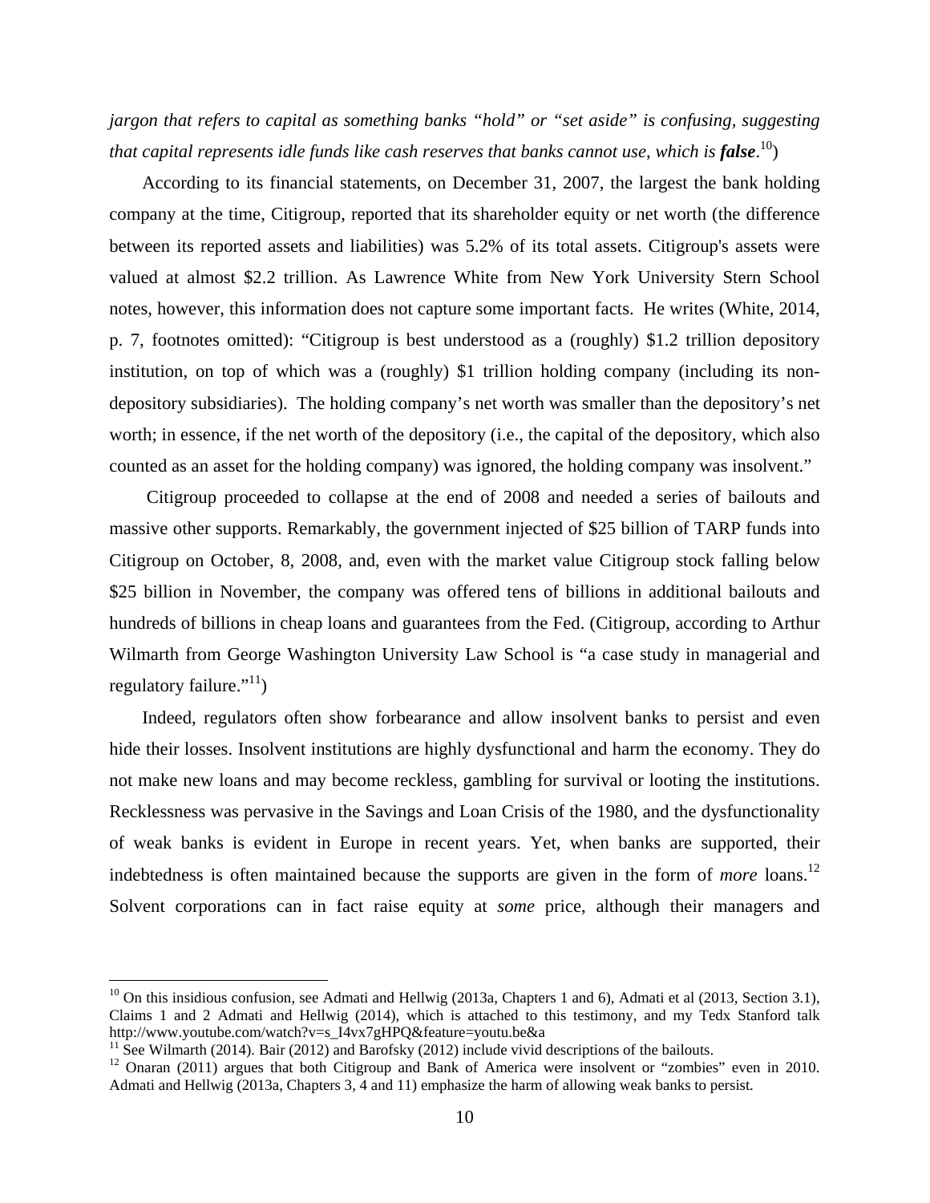*jargon that refers to capital as something banks "hold" or "set aside" is confusing, suggesting that capital represents idle funds like cash reserves that banks cannot use, which is* ***false***.[10])

According to its financial statements, on December 31, 2007, the largest the bank holding company at the time, Citigroup, reported that its shareholder equity or net worth (the difference between its reported assets and liabilities) was 5.2% of its total assets. Citigroup's assets were valued at almost $2.2 trillion. As Lawrence White from New York University Stern School notes, however, this information does not capture some important facts. He writes (White, 2014, p. 7, footnotes omitted): "Citigroup is best understood as a (roughly) $1.2 trillion depository institution, on top of which was a (roughly) $1 trillion holding company (including its non-depository subsidiaries). The holding company's net worth was smaller than the depository's net worth; in essence, if the net worth of the depository (i.e., the capital of the depository, which also counted as an asset for the holding company) was ignored, the holding company was insolvent."

Citigroup proceeded to collapse at the end of 2008 and needed a series of bailouts and massive other supports. Remarkably, the government injected of $25 billion of TARP funds into Citigroup on October, 8, 2008, and, even with the market value Citigroup stock falling below $25 billion in November, the company was offered tens of billions in additional bailouts and hundreds of billions in cheap loans and guarantees from the Fed. (Citigroup, according to Arthur Wilmarth from George Washington University Law School is "a case study in managerial and regulatory failure."[11])

Indeed, regulators often show forbearance and allow insolvent banks to persist and even hide their losses. Insolvent institutions are highly dysfunctional and harm the economy. They do not make new loans and may become reckless, gambling for survival or looting the institutions. Recklessness was pervasive in the Savings and Loan Crisis of the 1980, and the dysfunctionality of weak banks is evident in Europe in recent years. Yet, when banks are supported, their indebtedness is often maintained because the supports are given in the form of *more* loans.[12] Solvent corporations can in fact raise equity at *some* price, although their managers and

---

[10] On this insidious confusion, see Admati and Hellwig (2013a, Chapters 1 and 6), Admati et al (2013, Section 3.1), Claims 1 and 2 Admati and Hellwig (2014), which is attached to this testimony, and my Tedx Stanford talk http://www.youtube.com/watch?v=s_I4vx7gHPQ&feature=youtu.be&a

[11] See Wilmarth (2014). Bair (2012) and Barofsky (2012) include vivid descriptions of the bailouts.

[12] Onaran (2011) argues that both Citigroup and Bank of America were insolvent or "zombies" even in 2010. Admati and Hellwig (2013a, Chapters 3, 4 and 11) emphasize the harm of allowing weak banks to persist.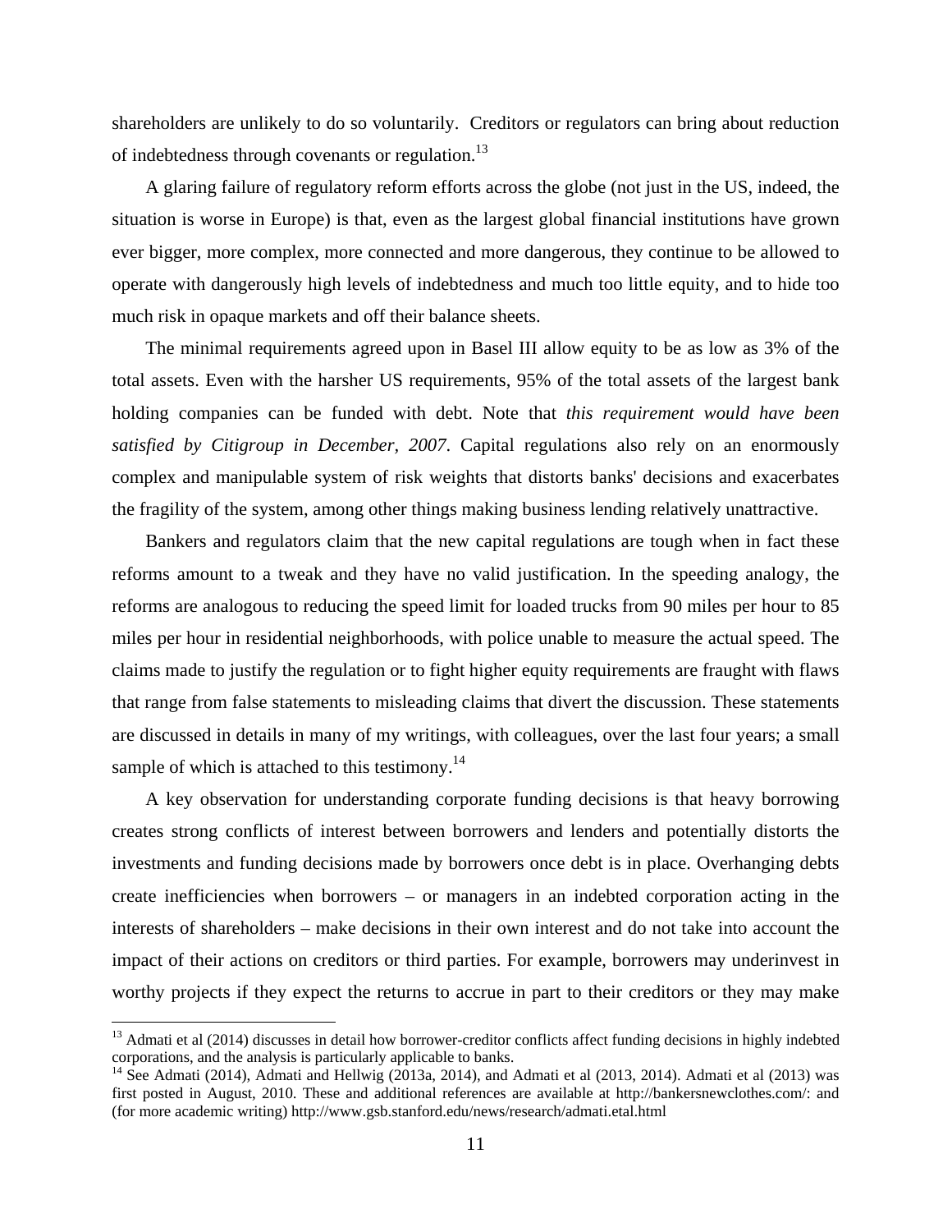shareholders are unlikely to do so voluntarily. Creditors or regulators can bring about reduction of indebtedness through covenants or regulation.[13]

A glaring failure of regulatory reform efforts across the globe (not just in the US, indeed, the situation is worse in Europe) is that, even as the largest global financial institutions have grown ever bigger, more complex, more connected and more dangerous, they continue to be allowed to operate with dangerously high levels of indebtedness and much too little equity, and to hide too much risk in opaque markets and off their balance sheets.

The minimal requirements agreed upon in Basel III allow equity to be as low as 3% of the total assets. Even with the harsher US requirements, 95% of the total assets of the largest bank holding companies can be funded with debt. Note that *this requirement would have been satisfied by Citigroup in December, 2007*. Capital regulations also rely on an enormously complex and manipulable system of risk weights that distorts banks' decisions and exacerbates the fragility of the system, among other things making business lending relatively unattractive.

Bankers and regulators claim that the new capital regulations are tough when in fact these reforms amount to a tweak and they have no valid justification. In the speeding analogy, the reforms are analogous to reducing the speed limit for loaded trucks from 90 miles per hour to 85 miles per hour in residential neighborhoods, with police unable to measure the actual speed. The claims made to justify the regulation or to fight higher equity requirements are fraught with flaws that range from false statements to misleading claims that divert the discussion. These statements are discussed in details in many of my writings, with colleagues, over the last four years; a small sample of which is attached to this testimony.[14]

A key observation for understanding corporate funding decisions is that heavy borrowing creates strong conflicts of interest between borrowers and lenders and potentially distorts the investments and funding decisions made by borrowers once debt is in place. Overhanging debts create inefficiencies when borrowers – or managers in an indebted corporation acting in the interests of shareholders – make decisions in their own interest and do not take into account the impact of their actions on creditors or third parties. For example, borrowers may underinvest in worthy projects if they expect the returns to accrue in part to their creditors or they may make

---

[13] Admati et al (2014) discusses in detail how borrower-creditor conflicts affect funding decisions in highly indebted corporations, and the analysis is particularly applicable to banks.

[14] See Admati (2014), Admati and Hellwig (2013a, 2014), and Admati et al (2013, 2014). Admati et al (2013) was first posted in August, 2010. These and additional references are available at http://bankersnewclothes.com/: and (for more academic writing) http://www.gsb.stanford.edu/news/research/admati.etal.html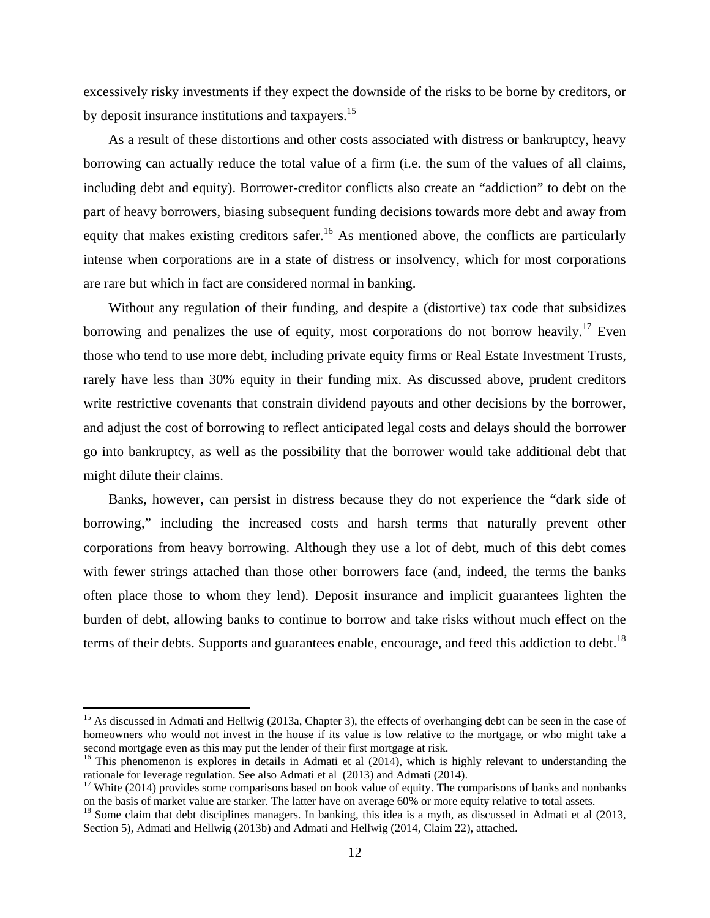excessively risky investments if they expect the downside of the risks to be borne by creditors, or by deposit insurance institutions and taxpayers.[15]

As a result of these distortions and other costs associated with distress or bankruptcy, heavy borrowing can actually reduce the total value of a firm (i.e. the sum of the values of all claims, including debt and equity). Borrower-creditor conflicts also create an "addiction" to debt on the part of heavy borrowers, biasing subsequent funding decisions towards more debt and away from equity that makes existing creditors safer.[16] As mentioned above, the conflicts are particularly intense when corporations are in a state of distress or insolvency, which for most corporations are rare but which in fact are considered normal in banking.

Without any regulation of their funding, and despite a (distortive) tax code that subsidizes borrowing and penalizes the use of equity, most corporations do not borrow heavily.[17] Even those who tend to use more debt, including private equity firms or Real Estate Investment Trusts, rarely have less than 30% equity in their funding mix. As discussed above, prudent creditors write restrictive covenants that constrain dividend payouts and other decisions by the borrower, and adjust the cost of borrowing to reflect anticipated legal costs and delays should the borrower go into bankruptcy, as well as the possibility that the borrower would take additional debt that might dilute their claims.

Banks, however, can persist in distress because they do not experience the "dark side of borrowing," including the increased costs and harsh terms that naturally prevent other corporations from heavy borrowing. Although they use a lot of debt, much of this debt comes with fewer strings attached than those other borrowers face (and, indeed, the terms the banks often place those to whom they lend). Deposit insurance and implicit guarantees lighten the burden of debt, allowing banks to continue to borrow and take risks without much effect on the terms of their debts. Supports and guarantees enable, encourage, and feed this addiction to debt.[18]

---

[15] As discussed in Admati and Hellwig (2013a, Chapter 3), the effects of overhanging debt can be seen in the case of homeowners who would not invest in the house if its value is low relative to the mortgage, or who might take a second mortgage even as this may put the lender of their first mortgage at risk.

[16] This phenomenon is explores in details in Admati et al (2014), which is highly relevant to understanding the rationale for leverage regulation. See also Admati et al (2013) and Admati (2014).

[17] White (2014) provides some comparisons based on book value of equity. The comparisons of banks and nonbanks on the basis of market value are starker. The latter have on average 60% or more equity relative to total assets.

[18] Some claim that debt disciplines managers. In banking, this idea is a myth, as discussed in Admati et al (2013, Section 5), Admati and Hellwig (2013b) and Admati and Hellwig (2014, Claim 22), attached.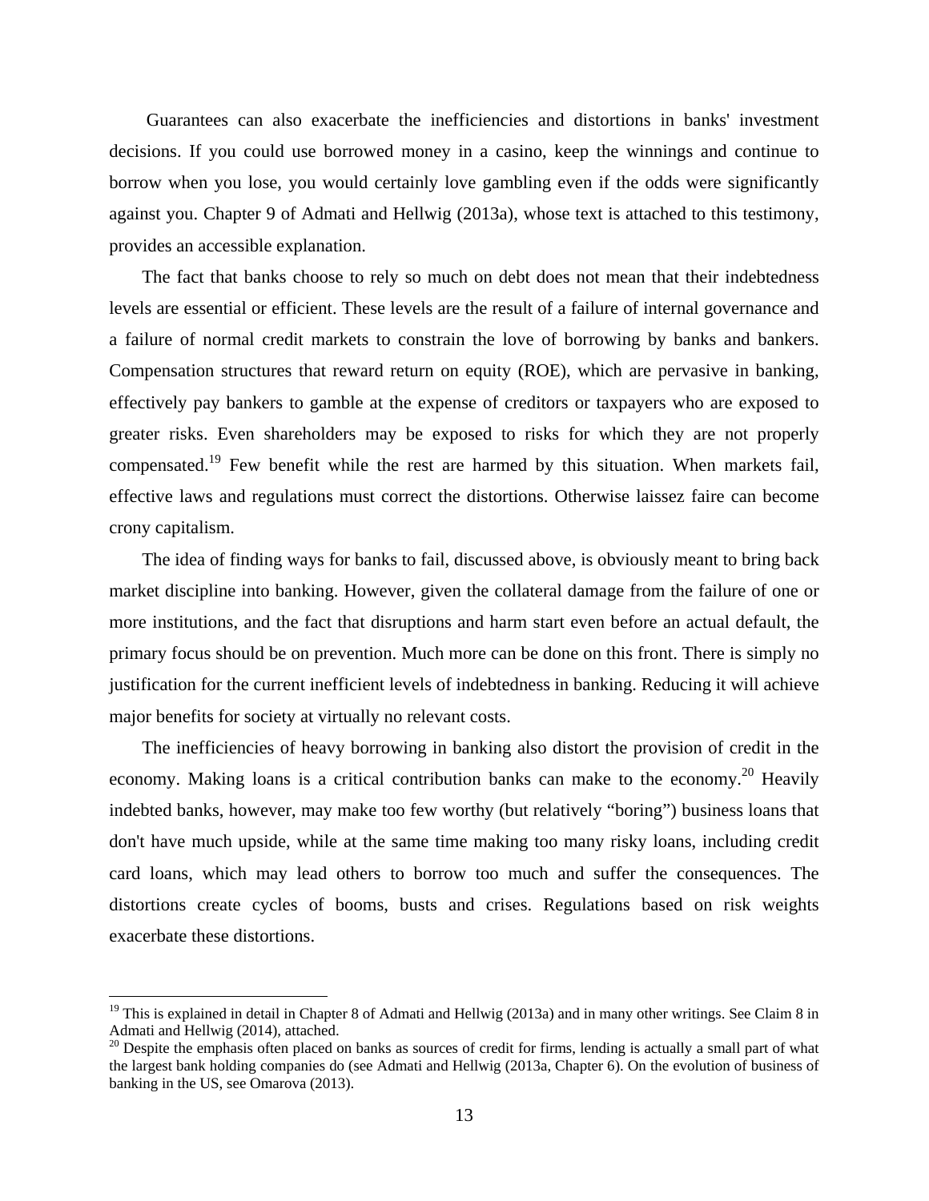Guarantees can also exacerbate the inefficiencies and distortions in banks' investment decisions. If you could use borrowed money in a casino, keep the winnings and continue to borrow when you lose, you would certainly love gambling even if the odds were significantly against you. Chapter 9 of Admati and Hellwig (2013a), whose text is attached to this testimony, provides an accessible explanation.

The fact that banks choose to rely so much on debt does not mean that their indebtedness levels are essential or efficient. These levels are the result of a failure of internal governance and a failure of normal credit markets to constrain the love of borrowing by banks and bankers. Compensation structures that reward return on equity (ROE), which are pervasive in banking, effectively pay bankers to gamble at the expense of creditors or taxpayers who are exposed to greater risks. Even shareholders may be exposed to risks for which they are not properly compensated.[19] Few benefit while the rest are harmed by this situation. When markets fail, effective laws and regulations must correct the distortions. Otherwise laissez faire can become crony capitalism.

The idea of finding ways for banks to fail, discussed above, is obviously meant to bring back market discipline into banking. However, given the collateral damage from the failure of one or more institutions, and the fact that disruptions and harm start even before an actual default, the primary focus should be on prevention. Much more can be done on this front. There is simply no justification for the current inefficient levels of indebtedness in banking. Reducing it will achieve major benefits for society at virtually no relevant costs.

The inefficiencies of heavy borrowing in banking also distort the provision of credit in the economy. Making loans is a critical contribution banks can make to the economy.[20] Heavily indebted banks, however, may make too few worthy (but relatively "boring") business loans that don't have much upside, while at the same time making too many risky loans, including credit card loans, which may lead others to borrow too much and suffer the consequences. The distortions create cycles of booms, busts and crises. Regulations based on risk weights exacerbate these distortions.

---

[19] This is explained in detail in Chapter 8 of Admati and Hellwig (2013a) and in many other writings. See Claim 8 in Admati and Hellwig (2014), attached.

[20] Despite the emphasis often placed on banks as sources of credit for firms, lending is actually a small part of what the largest bank holding companies do (see Admati and Hellwig (2013a, Chapter 6). On the evolution of business of banking in the US, see Omarova (2013).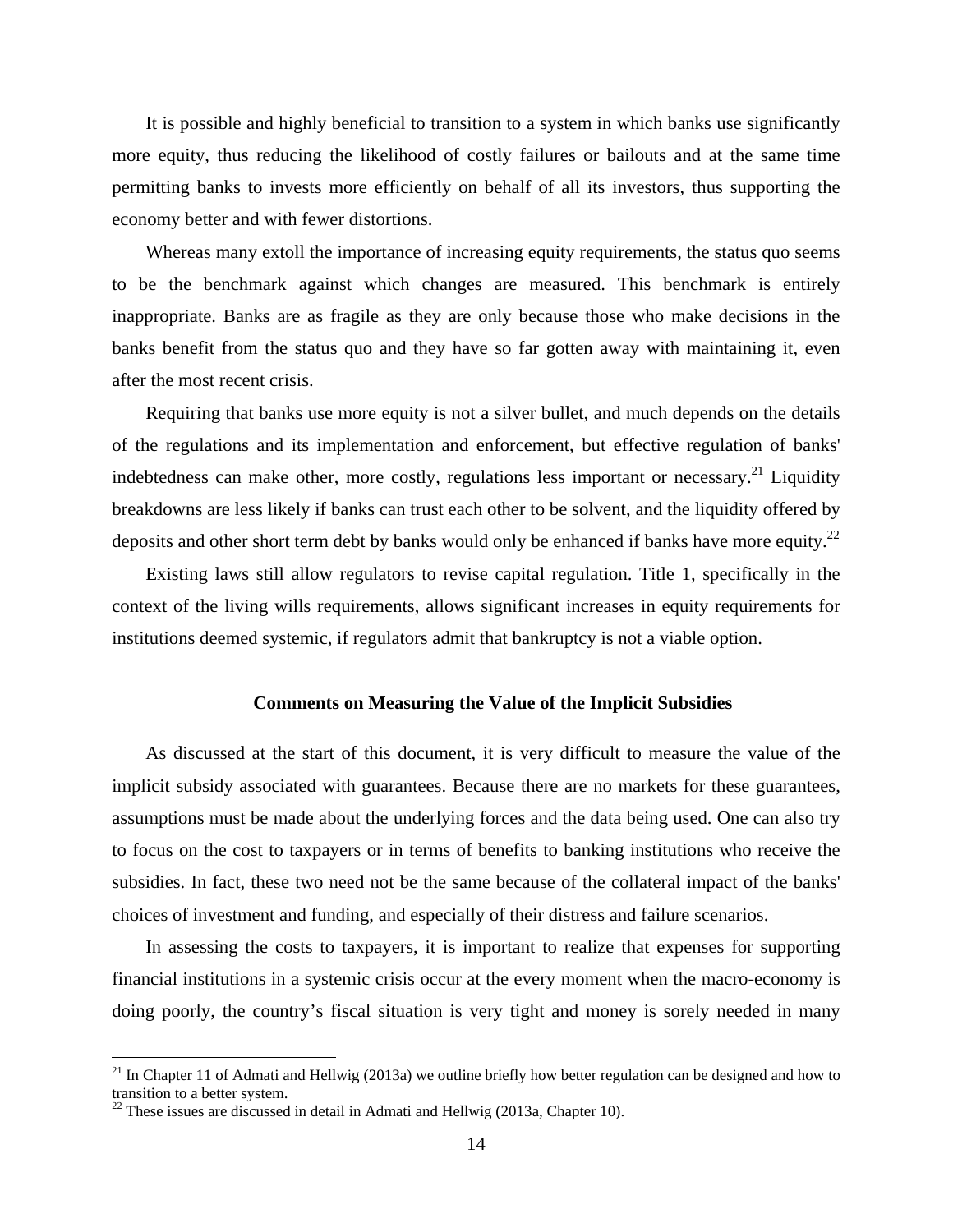It is possible and highly beneficial to transition to a system in which banks use significantly more equity, thus reducing the likelihood of costly failures or bailouts and at the same time permitting banks to invests more efficiently on behalf of all its investors, thus supporting the economy better and with fewer distortions.

Whereas many extoll the importance of increasing equity requirements, the status quo seems to be the benchmark against which changes are measured. This benchmark is entirely inappropriate. Banks are as fragile as they are only because those who make decisions in the banks benefit from the status quo and they have so far gotten away with maintaining it, even after the most recent crisis.

Requiring that banks use more equity is not a silver bullet, and much depends on the details of the regulations and its implementation and enforcement, but effective regulation of banks' indebtedness can make other, more costly, regulations less important or necessary.[21] Liquidity breakdowns are less likely if banks can trust each other to be solvent, and the liquidity offered by deposits and other short term debt by banks would only be enhanced if banks have more equity.[22]

Existing laws still allow regulators to revise capital regulation. Title 1, specifically in the context of the living wills requirements, allows significant increases in equity requirements for institutions deemed systemic, if regulators admit that bankruptcy is not a viable option.

**Comments on Measuring the Value of the Implicit Subsidies**

As discussed at the start of this document, it is very difficult to measure the value of the implicit subsidy associated with guarantees. Because there are no markets for these guarantees, assumptions must be made about the underlying forces and the data being used. One can also try to focus on the cost to taxpayers or in terms of benefits to banking institutions who receive the subsidies. In fact, these two need not be the same because of the collateral impact of the banks' choices of investment and funding, and especially of their distress and failure scenarios.

In assessing the costs to taxpayers, it is important to realize that expenses for supporting financial institutions in a systemic crisis occur at the every moment when the macro-economy is doing poorly, the country's fiscal situation is very tight and money is sorely needed in many

[21] In Chapter 11 of Admati and Hellwig (2013a) we outline briefly how better regulation can be designed and how to transition to a better system.

[22] These issues are discussed in detail in Admati and Hellwig (2013a, Chapter 10).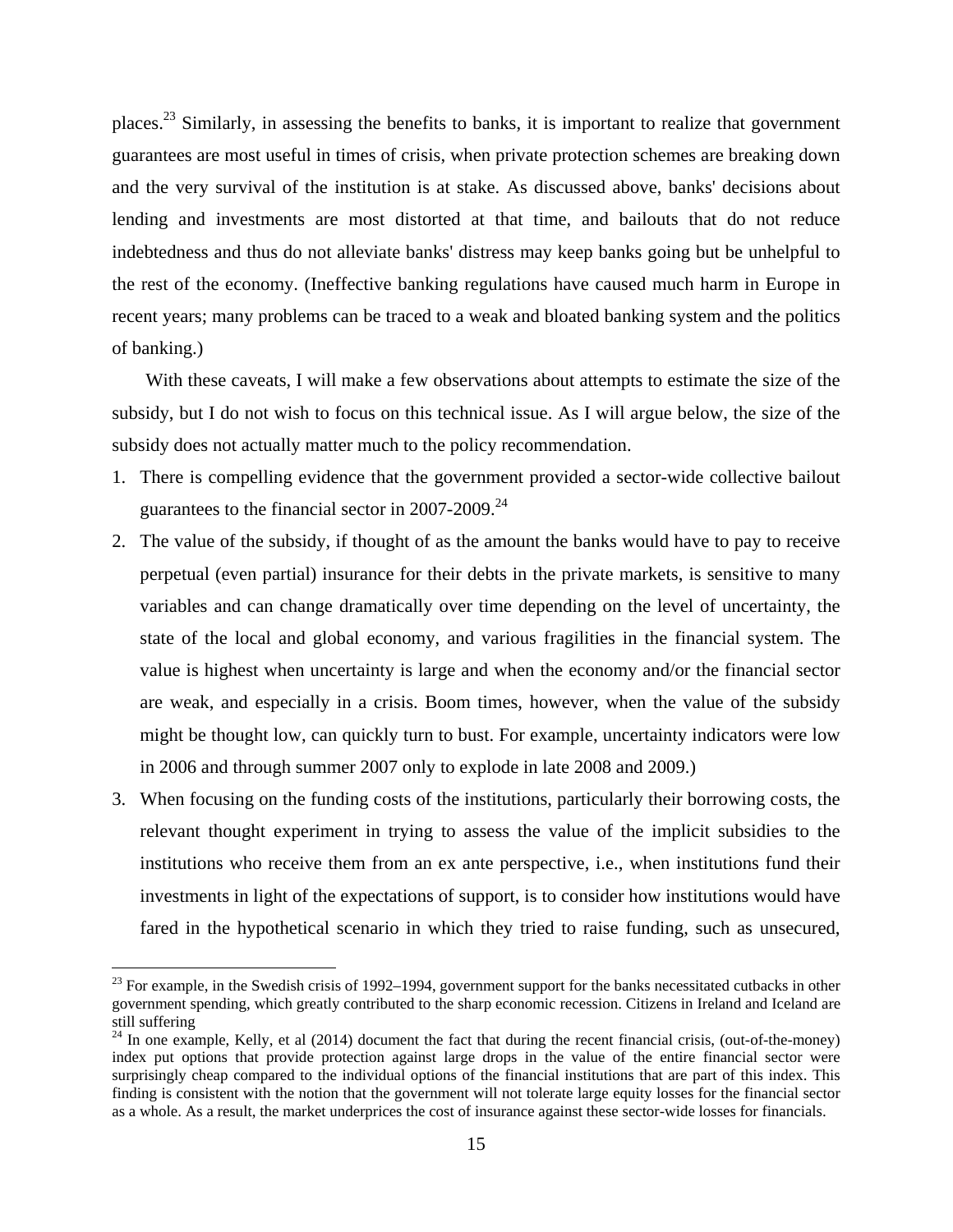places.[23] Similarly, in assessing the benefits to banks, it is important to realize that government guarantees are most useful in times of crisis, when private protection schemes are breaking down and the very survival of the institution is at stake. As discussed above, banks' decisions about lending and investments are most distorted at that time, and bailouts that do not reduce indebtedness and thus do not alleviate banks' distress may keep banks going but be unhelpful to the rest of the economy. (Ineffective banking regulations have caused much harm in Europe in recent years; many problems can be traced to a weak and bloated banking system and the politics of banking.)

With these caveats, I will make a few observations about attempts to estimate the size of the subsidy, but I do not wish to focus on this technical issue. As I will argue below, the size of the subsidy does not actually matter much to the policy recommendation.

1. There is compelling evidence that the government provided a sector-wide collective bailout guarantees to the financial sector in 2007-2009.[24]
2. The value of the subsidy, if thought of as the amount the banks would have to pay to receive perpetual (even partial) insurance for their debts in the private markets, is sensitive to many variables and can change dramatically over time depending on the level of uncertainty, the state of the local and global economy, and various fragilities in the financial system. The value is highest when uncertainty is large and when the economy and/or the financial sector are weak, and especially in a crisis. Boom times, however, when the value of the subsidy might be thought low, can quickly turn to bust. For example, uncertainty indicators were low in 2006 and through summer 2007 only to explode in late 2008 and 2009.)
3. When focusing on the funding costs of the institutions, particularly their borrowing costs, the relevant thought experiment in trying to assess the value of the implicit subsidies to the institutions who receive them from an ex ante perspective, i.e., when institutions fund their investments in light of the expectations of support, is to consider how institutions would have fared in the hypothetical scenario in which they tried to raise funding, such as unsecured,

---

[23] For example, in the Swedish crisis of 1992–1994, government support for the banks necessitated cutbacks in other government spending, which greatly contributed to the sharp economic recession. Citizens in Ireland and Iceland are still suffering

[24] In one example, Kelly, et al (2014) document the fact that during the recent financial crisis, (out-of-the-money) index put options that provide protection against large drops in the value of the entire financial sector were surprisingly cheap compared to the individual options of the financial institutions that are part of this index. This finding is consistent with the notion that the government will not tolerate large equity losses for the financial sector as a whole. As a result, the market underprices the cost of insurance against these sector-wide losses for financials.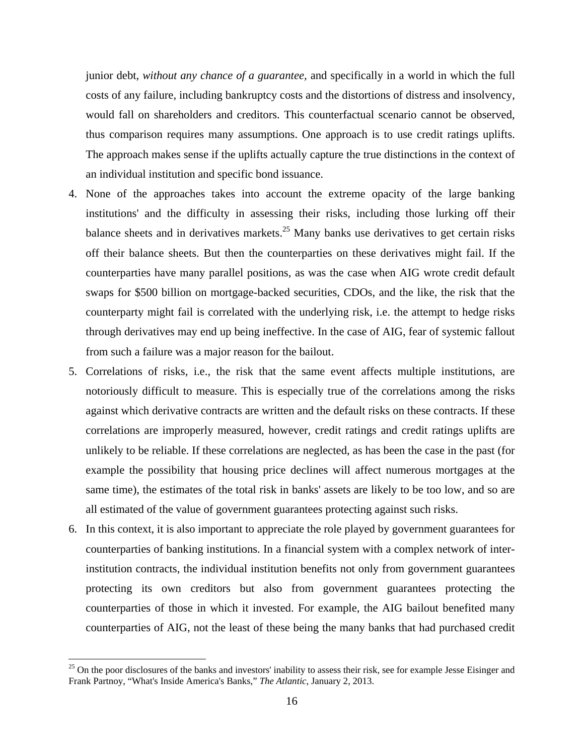junior debt, *without any chance of a guarantee*, and specifically in a world in which the full costs of any failure, including bankruptcy costs and the distortions of distress and insolvency, would fall on shareholders and creditors. This counterfactual scenario cannot be observed, thus comparison requires many assumptions. One approach is to use credit ratings uplifts. The approach makes sense if the uplifts actually capture the true distinctions in the context of an individual institution and specific bond issuance.

4. None of the approaches takes into account the extreme opacity of the large banking institutions' and the difficulty in assessing their risks, including those lurking off their balance sheets and in derivatives markets.[25] Many banks use derivatives to get certain risks off their balance sheets. But then the counterparties on these derivatives might fail. If the counterparties have many parallel positions, as was the case when AIG wrote credit default swaps for $500 billion on mortgage-backed securities, CDOs, and the like, the risk that the counterparty might fail is correlated with the underlying risk, i.e. the attempt to hedge risks through derivatives may end up being ineffective. In the case of AIG, fear of systemic fallout from such a failure was a major reason for the bailout.
5. Correlations of risks, i.e., the risk that the same event affects multiple institutions, are notoriously difficult to measure. This is especially true of the correlations among the risks against which derivative contracts are written and the default risks on these contracts. If these correlations are improperly measured, however, credit ratings and credit ratings uplifts are unlikely to be reliable. If these correlations are neglected, as has been the case in the past (for example the possibility that housing price declines will affect numerous mortgages at the same time), the estimates of the total risk in banks' assets are likely to be too low, and so are all estimated of the value of government guarantees protecting against such risks.
6. In this context, it is also important to appreciate the role played by government guarantees for counterparties of banking institutions. In a financial system with a complex network of inter-institution contracts, the individual institution benefits not only from government guarantees protecting its own creditors but also from government guarantees protecting the counterparties of those in which it invested. For example, the AIG bailout benefited many counterparties of AIG, not the least of these being the many banks that had purchased credit

---

[25] On the poor disclosures of the banks and investors' inability to assess their risk, see for example Jesse Eisinger and Frank Partnoy, "What's Inside America's Banks," *The Atlantic*, January 2, 2013.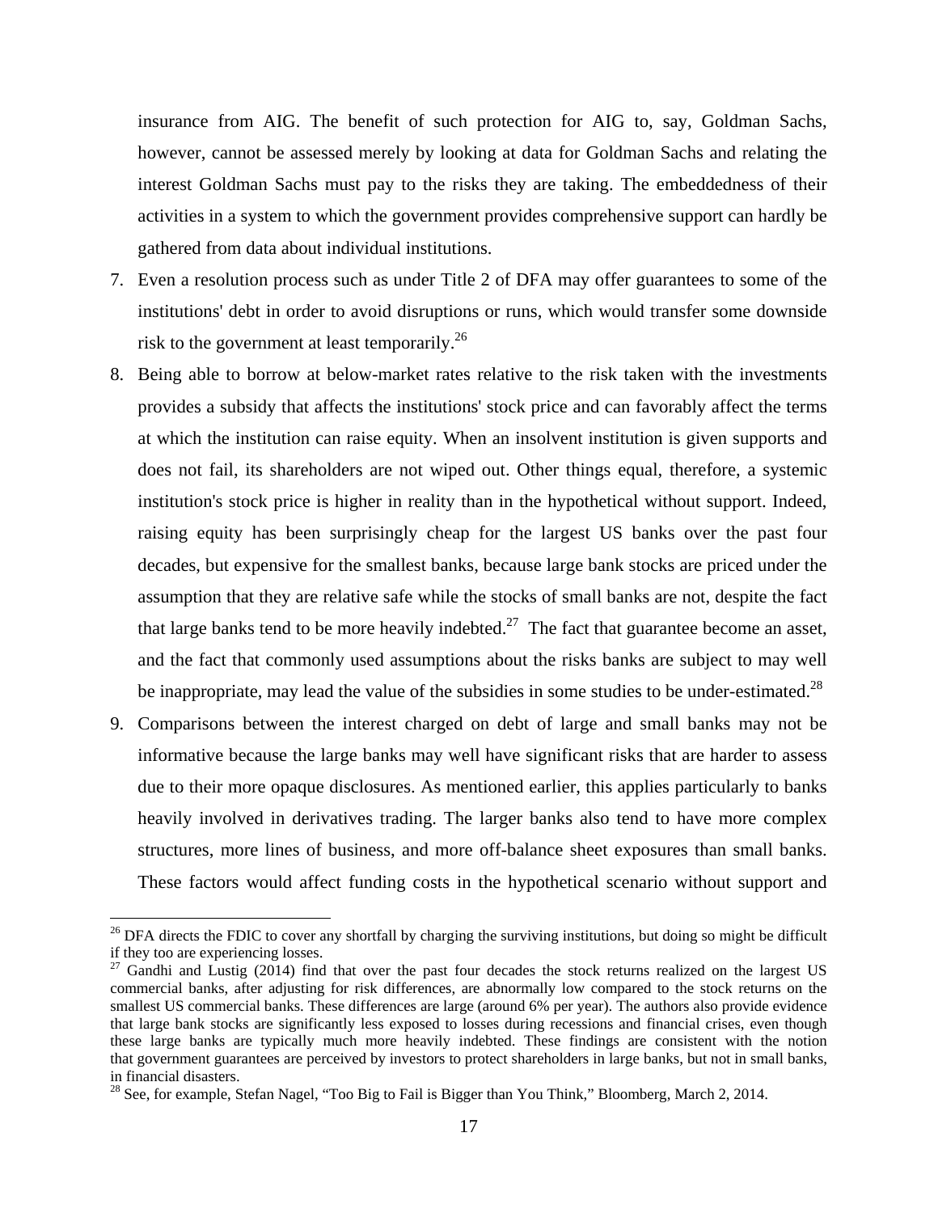insurance from AIG. The benefit of such protection for AIG to, say, Goldman Sachs, however, cannot be assessed merely by looking at data for Goldman Sachs and relating the interest Goldman Sachs must pay to the risks they are taking. The embeddedness of their activities in a system to which the government provides comprehensive support can hardly be gathered from data about individual institutions.

7. Even a resolution process such as under Title 2 of DFA may offer guarantees to some of the institutions' debt in order to avoid disruptions or runs, which would transfer some downside risk to the government at least temporarily.[26]
8. Being able to borrow at below-market rates relative to the risk taken with the investments provides a subsidy that affects the institutions' stock price and can favorably affect the terms at which the institution can raise equity. When an insolvent institution is given supports and does not fail, its shareholders are not wiped out. Other things equal, therefore, a systemic institution's stock price is higher in reality than in the hypothetical without support. Indeed, raising equity has been surprisingly cheap for the largest US banks over the past four decades, but expensive for the smallest banks, because large bank stocks are priced under the assumption that they are relative safe while the stocks of small banks are not, despite the fact that large banks tend to be more heavily indebted.[27] The fact that guarantee become an asset, and the fact that commonly used assumptions about the risks banks are subject to may well be inappropriate, may lead the value of the subsidies in some studies to be under-estimated.[28]
9. Comparisons between the interest charged on debt of large and small banks may not be informative because the large banks may well have significant risks that are harder to assess due to their more opaque disclosures. As mentioned earlier, this applies particularly to banks heavily involved in derivatives trading. The larger banks also tend to have more complex structures, more lines of business, and more off-balance sheet exposures than small banks. These factors would affect funding costs in the hypothetical scenario without support and

[26] DFA directs the FDIC to cover any shortfall by charging the surviving institutions, but doing so might be difficult if they too are experiencing losses.

[27] Gandhi and Lustig (2014) find that over the past four decades the stock returns realized on the largest US commercial banks, after adjusting for risk differences, are abnormally low compared to the stock returns on the smallest US commercial banks. These differences are large (around 6% per year). The authors also provide evidence that large bank stocks are significantly less exposed to losses during recessions and financial crises, even though these large banks are typically much more heavily indebted. These findings are consistent with the notion that government guarantees are perceived by investors to protect shareholders in large banks, but not in small banks, in financial disasters.

[28] See, for example, Stefan Nagel, "Too Big to Fail is Bigger than You Think," Bloomberg, March 2, 2014.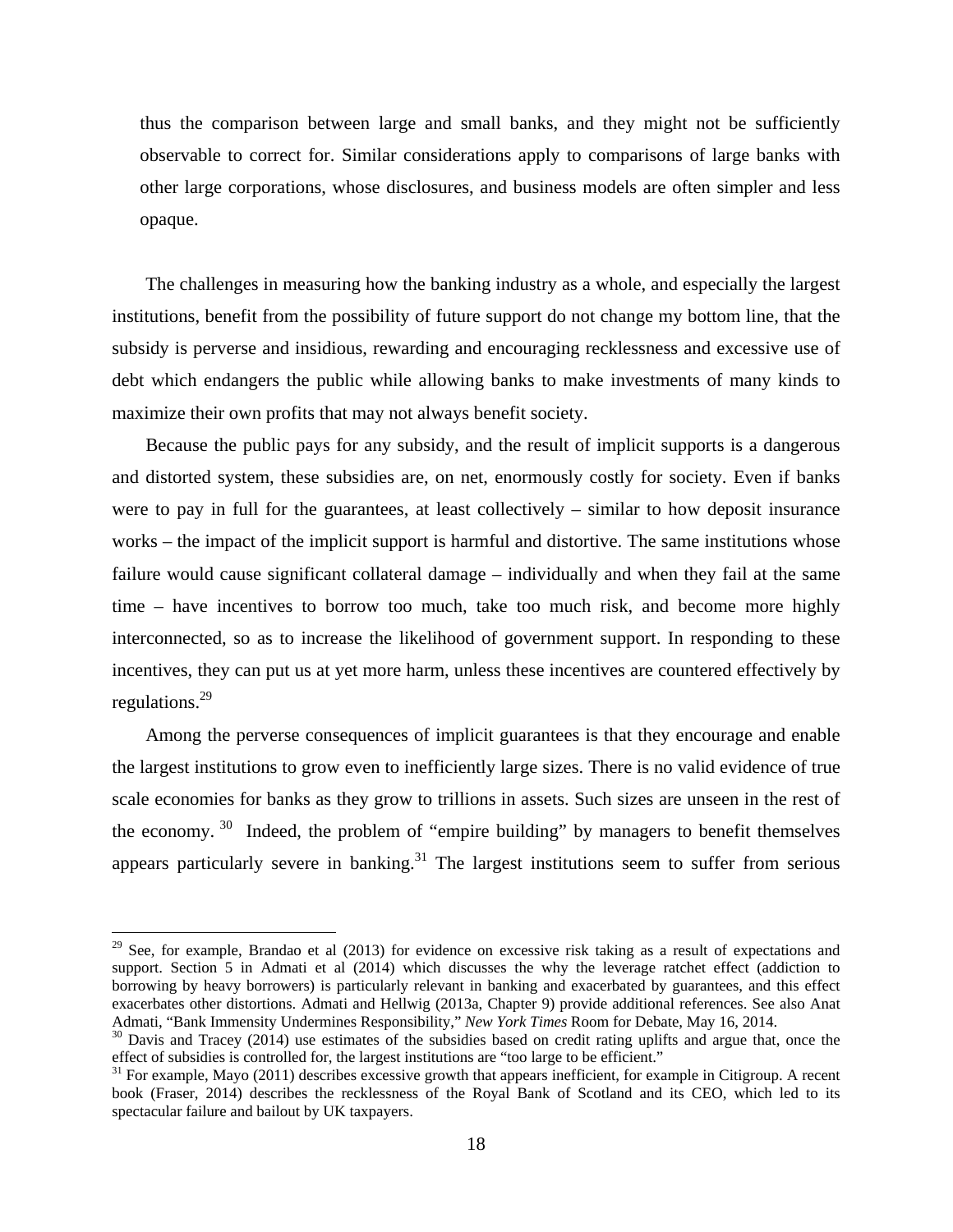thus the comparison between large and small banks, and they might not be sufficiently observable to correct for. Similar considerations apply to comparisons of large banks with other large corporations, whose disclosures, and business models are often simpler and less opaque.

The challenges in measuring how the banking industry as a whole, and especially the largest institutions, benefit from the possibility of future support do not change my bottom line, that the subsidy is perverse and insidious, rewarding and encouraging recklessness and excessive use of debt which endangers the public while allowing banks to make investments of many kinds to maximize their own profits that may not always benefit society.

Because the public pays for any subsidy, and the result of implicit supports is a dangerous and distorted system, these subsidies are, on net, enormously costly for society. Even if banks were to pay in full for the guarantees, at least collectively – similar to how deposit insurance works – the impact of the implicit support is harmful and distortive. The same institutions whose failure would cause significant collateral damage – individually and when they fail at the same time – have incentives to borrow too much, take too much risk, and become more highly interconnected, so as to increase the likelihood of government support. In responding to these incentives, they can put us at yet more harm, unless these incentives are countered effectively by regulations.[29]

Among the perverse consequences of implicit guarantees is that they encourage and enable the largest institutions to grow even to inefficiently large sizes. There is no valid evidence of true scale economies for banks as they grow to trillions in assets. Such sizes are unseen in the rest of the economy.[30] Indeed, the problem of "empire building" by managers to benefit themselves appears particularly severe in banking.[31] The largest institutions seem to suffer from serious

---

[29] See, for example, Brandao et al (2013) for evidence on excessive risk taking as a result of expectations and support. Section 5 in Admati et al (2014) which discusses the why the leverage ratchet effect (addiction to borrowing by heavy borrowers) is particularly relevant in banking and exacerbated by guarantees, and this effect exacerbates other distortions. Admati and Hellwig (2013a, Chapter 9) provide additional references. See also Anat Admati, "Bank Immensity Undermines Responsibility," *New York Times* Room for Debate, May 16, 2014.

[30] Davis and Tracey (2014) use estimates of the subsidies based on credit rating uplifts and argue that, once the effect of subsidies is controlled for, the largest institutions are "too large to be efficient."

[31] For example, Mayo (2011) describes excessive growth that appears inefficient, for example in Citigroup. A recent book (Fraser, 2014) describes the recklessness of the Royal Bank of Scotland and its CEO, which led to its spectacular failure and bailout by UK taxpayers.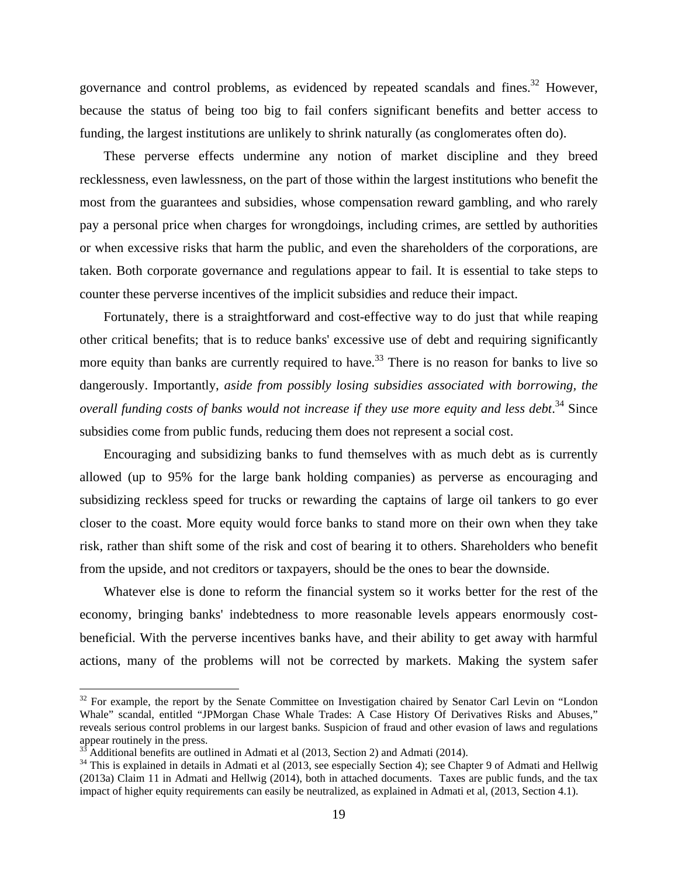governance and control problems, as evidenced by repeated scandals and fines.[32] However, because the status of being too big to fail confers significant benefits and better access to funding, the largest institutions are unlikely to shrink naturally (as conglomerates often do).

These perverse effects undermine any notion of market discipline and they breed recklessness, even lawlessness, on the part of those within the largest institutions who benefit the most from the guarantees and subsidies, whose compensation reward gambling, and who rarely pay a personal price when charges for wrongdoings, including crimes, are settled by authorities or when excessive risks that harm the public, and even the shareholders of the corporations, are taken. Both corporate governance and regulations appear to fail. It is essential to take steps to counter these perverse incentives of the implicit subsidies and reduce their impact.

Fortunately, there is a straightforward and cost-effective way to do just that while reaping other critical benefits; that is to reduce banks' excessive use of debt and requiring significantly more equity than banks are currently required to have.[33] There is no reason for banks to live so dangerously. Importantly, *aside from possibly losing subsidies associated with borrowing, the overall funding costs of banks would not increase if they use more equity and less debt*.[34] Since subsidies come from public funds, reducing them does not represent a social cost.

Encouraging and subsidizing banks to fund themselves with as much debt as is currently allowed (up to 95% for the large bank holding companies) as perverse as encouraging and subsidizing reckless speed for trucks or rewarding the captains of large oil tankers to go ever closer to the coast. More equity would force banks to stand more on their own when they take risk, rather than shift some of the risk and cost of bearing it to others. Shareholders who benefit from the upside, and not creditors or taxpayers, should be the ones to bear the downside.

Whatever else is done to reform the financial system so it works better for the rest of the economy, bringing banks' indebtedness to more reasonable levels appears enormously cost-beneficial. With the perverse incentives banks have, and their ability to get away with harmful actions, many of the problems will not be corrected by markets. Making the system safer

---

[32] For example, the report by the Senate Committee on Investigation chaired by Senator Carl Levin on "London Whale" scandal, entitled "JPMorgan Chase Whale Trades: A Case History Of Derivatives Risks and Abuses," reveals serious control problems in our largest banks. Suspicion of fraud and other evasion of laws and regulations appear routinely in the press.

[33] Additional benefits are outlined in Admati et al (2013, Section 2) and Admati (2014).

[34] This is explained in details in Admati et al (2013, see especially Section 4); see Chapter 9 of Admati and Hellwig (2013a) Claim 11 in Admati and Hellwig (2014), both in attached documents. Taxes are public funds, and the tax impact of higher equity requirements can easily be neutralized, as explained in Admati et al, (2013, Section 4.1).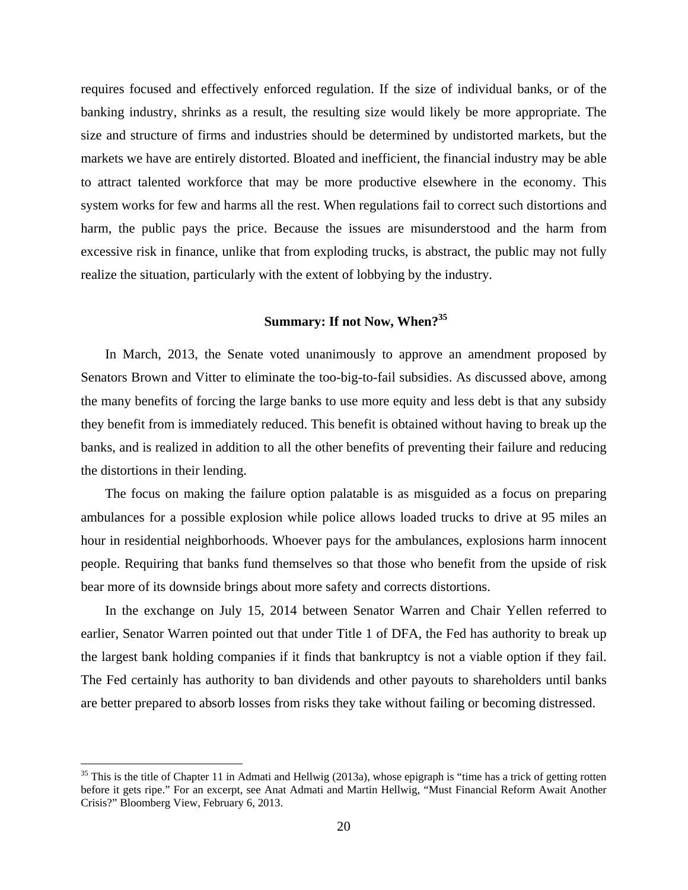requires focused and effectively enforced regulation. If the size of individual banks, or of the banking industry, shrinks as a result, the resulting size would likely be more appropriate. The size and structure of firms and industries should be determined by undistorted markets, but the markets we have are entirely distorted. Bloated and inefficient, the financial industry may be able to attract talented workforce that may be more productive elsewhere in the economy. This system works for few and harms all the rest. When regulations fail to correct such distortions and harm, the public pays the price. Because the issues are misunderstood and the harm from excessive risk in finance, unlike that from exploding trucks, is abstract, the public may not fully realize the situation, particularly with the extent of lobbying by the industry.

## Summary: If not Now, When?[35]

In March, 2013, the Senate voted unanimously to approve an amendment proposed by Senators Brown and Vitter to eliminate the too-big-to-fail subsidies. As discussed above, among the many benefits of forcing the large banks to use more equity and less debt is that any subsidy they benefit from is immediately reduced. This benefit is obtained without having to break up the banks, and is realized in addition to all the other benefits of preventing their failure and reducing the distortions in their lending.

The focus on making the failure option palatable is as misguided as a focus on preparing ambulances for a possible explosion while police allows loaded trucks to drive at 95 miles an hour in residential neighborhoods. Whoever pays for the ambulances, explosions harm innocent people. Requiring that banks fund themselves so that those who benefit from the upside of risk bear more of its downside brings about more safety and corrects distortions.

In the exchange on July 15, 2014 between Senator Warren and Chair Yellen referred to earlier, Senator Warren pointed out that under Title 1 of DFA, the Fed has authority to break up the largest bank holding companies if it finds that bankruptcy is not a viable option if they fail. The Fed certainly has authority to ban dividends and other payouts to shareholders until banks are better prepared to absorb losses from risks they take without failing or becoming distressed.

---

[35] This is the title of Chapter 11 in Admati and Hellwig (2013a), whose epigraph is "time has a trick of getting rotten before it gets ripe." For an excerpt, see Anat Admati and Martin Hellwig, "Must Financial Reform Await Another Crisis?" Bloomberg View, February 6, 2013.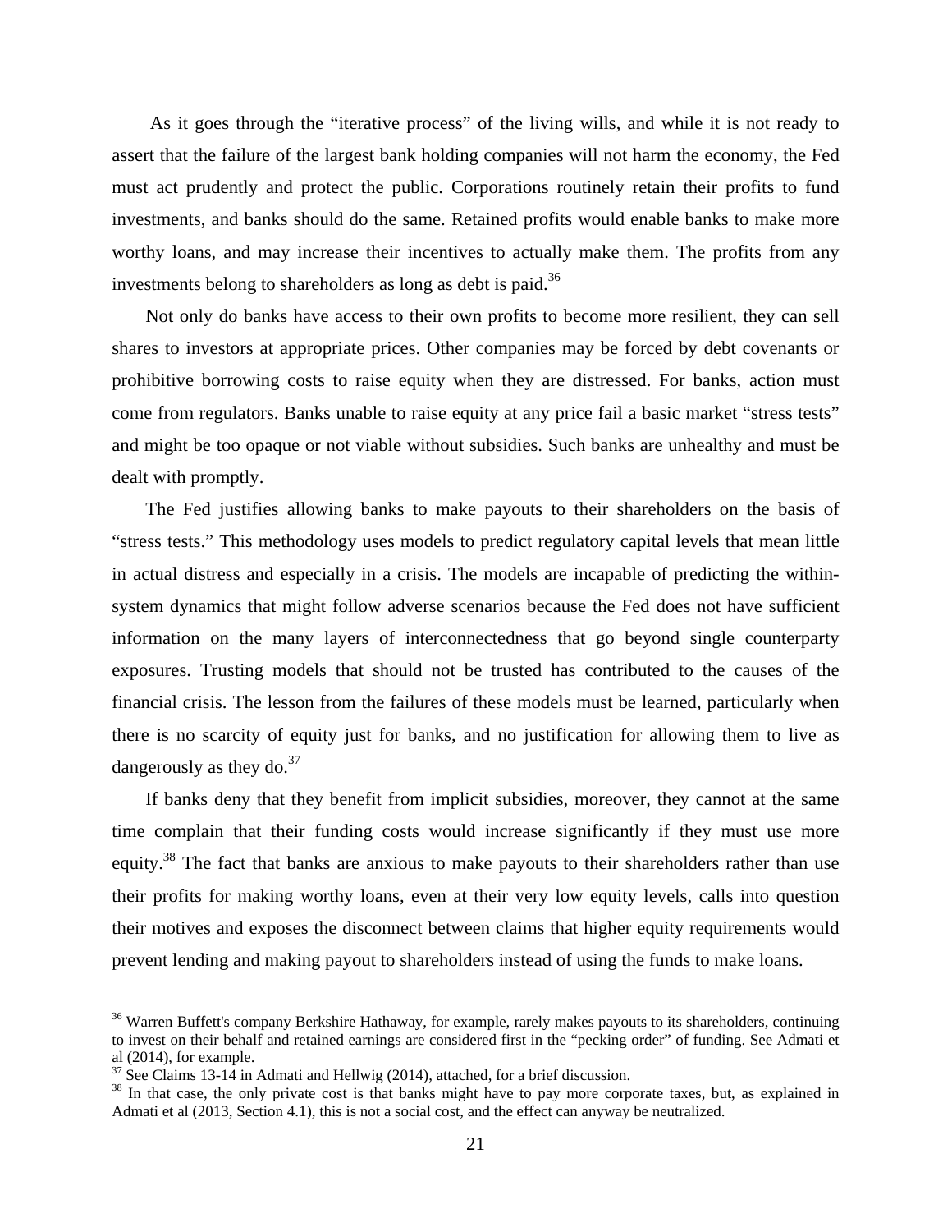As it goes through the "iterative process" of the living wills, and while it is not ready to assert that the failure of the largest bank holding companies will not harm the economy, the Fed must act prudently and protect the public. Corporations routinely retain their profits to fund investments, and banks should do the same. Retained profits would enable banks to make more worthy loans, and may increase their incentives to actually make them. The profits from any investments belong to shareholders as long as debt is paid.[36]

Not only do banks have access to their own profits to become more resilient, they can sell shares to investors at appropriate prices. Other companies may be forced by debt covenants or prohibitive borrowing costs to raise equity when they are distressed. For banks, action must come from regulators. Banks unable to raise equity at any price fail a basic market "stress tests" and might be too opaque or not viable without subsidies. Such banks are unhealthy and must be dealt with promptly.

The Fed justifies allowing banks to make payouts to their shareholders on the basis of "stress tests." This methodology uses models to predict regulatory capital levels that mean little in actual distress and especially in a crisis. The models are incapable of predicting the within-system dynamics that might follow adverse scenarios because the Fed does not have sufficient information on the many layers of interconnectedness that go beyond single counterparty exposures. Trusting models that should not be trusted has contributed to the causes of the financial crisis. The lesson from the failures of these models must be learned, particularly when there is no scarcity of equity just for banks, and no justification for allowing them to live as dangerously as they do.[37]

If banks deny that they benefit from implicit subsidies, moreover, they cannot at the same time complain that their funding costs would increase significantly if they must use more equity.[38] The fact that banks are anxious to make payouts to their shareholders rather than use their profits for making worthy loans, even at their very low equity levels, calls into question their motives and exposes the disconnect between claims that higher equity requirements would prevent lending and making payout to shareholders instead of using the funds to make loans.

---

[36] Warren Buffett's company Berkshire Hathaway, for example, rarely makes payouts to its shareholders, continuing to invest on their behalf and retained earnings are considered first in the "pecking order" of funding. See Admati et al (2014), for example.

[37] See Claims 13-14 in Admati and Hellwig (2014), attached, for a brief discussion.

[38] In that case, the only private cost is that banks might have to pay more corporate taxes, but, as explained in Admati et al (2013, Section 4.1), this is not a social cost, and the effect can anyway be neutralized.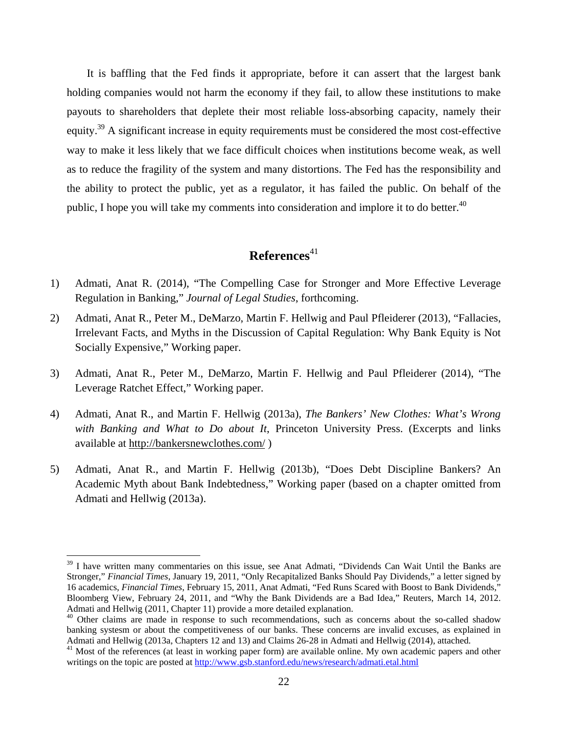It is baffling that the Fed finds it appropriate, before it can assert that the largest bank holding companies would not harm the economy if they fail, to allow these institutions to make payouts to shareholders that deplete their most reliable loss-absorbing capacity, namely their equity.[39] A significant increase in equity requirements must be considered the most cost-effective way to make it less likely that we face difficult choices when institutions become weak, as well as to reduce the fragility of the system and many distortions. The Fed has the responsibility and the ability to protect the public, yet as a regulator, it has failed the public. On behalf of the public, I hope you will take my comments into consideration and implore it to do better.[40]

## References[41]

1) Admati, Anat R. (2014), "The Compelling Case for Stronger and More Effective Leverage Regulation in Banking," *Journal of Legal Studies*, forthcoming.

2) Admati, Anat R., Peter M., DeMarzo, Martin F. Hellwig and Paul Pfleiderer (2013), "Fallacies, Irrelevant Facts, and Myths in the Discussion of Capital Regulation: Why Bank Equity is Not Socially Expensive," Working paper.

3) Admati, Anat R., Peter M., DeMarzo, Martin F. Hellwig and Paul Pfleiderer (2014), "The Leverage Ratchet Effect," Working paper.

4) Admati, Anat R., and Martin F. Hellwig (2013a), *The Bankers' New Clothes: What's Wrong with Banking and What to Do about It*, Princeton University Press. (Excerpts and links available at http://bankersnewclothes.com/ )

5) Admati, Anat R., and Martin F. Hellwig (2013b), "Does Debt Discipline Bankers? An Academic Myth about Bank Indebtedness," Working paper (based on a chapter omitted from Admati and Hellwig (2013a).

---

[39] I have written many commentaries on this issue, see Anat Admati, "Dividends Can Wait Until the Banks are Stronger," *Financial Times*, January 19, 2011, "Only Recapitalized Banks Should Pay Dividends," a letter signed by 16 academics, *Financial Times*, February 15, 2011, Anat Admati, "Fed Runs Scared with Boost to Bank Dividends," Bloomberg View, February 24, 2011, and "Why the Bank Dividends are a Bad Idea," Reuters, March 14, 2012. Admati and Hellwig (2011, Chapter 11) provide a more detailed explanation.

[40] Other claims are made in response to such recommendations, such as concerns about the so-called shadow banking systesm or about the competitiveness of our banks. These concerns are invalid excuses, as explained in Admati and Hellwig (2013a, Chapters 12 and 13) and Claims 26-28 in Admati and Hellwig (2014), attached.

[41] Most of the references (at least in working paper form) are available online. My own academic papers and other writings on the topic are posted at http://www.gsb.stanford.edu/news/research/admati.etal.html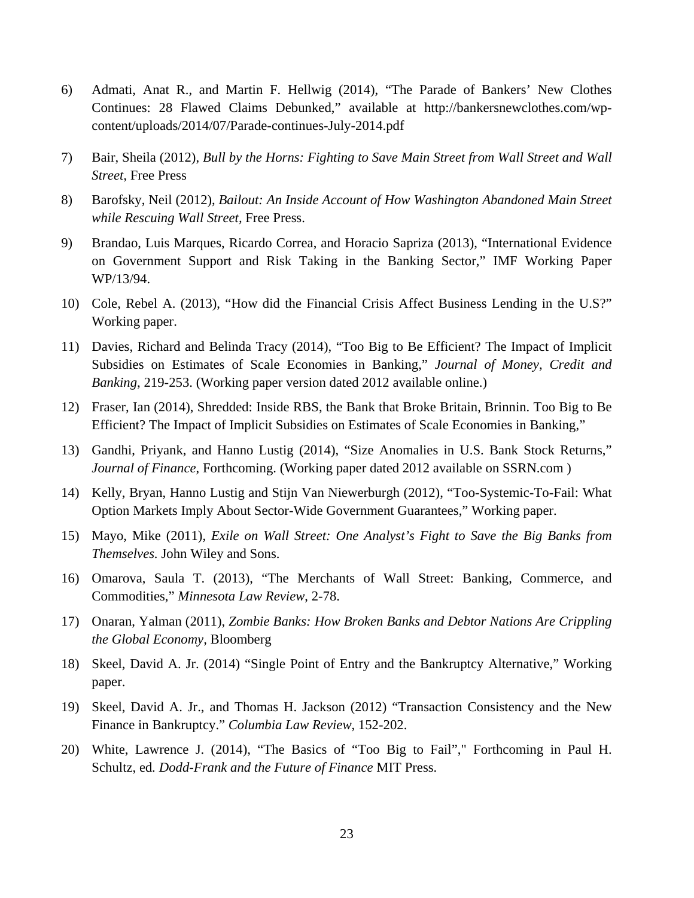6) Admati, Anat R., and Martin F. Hellwig (2014), "The Parade of Bankers' New Clothes Continues: 28 Flawed Claims Debunked," available at http://bankersnewclothes.com/wp-content/uploads/2014/07/Parade-continues-July-2014.pdf

7) Bair, Sheila (2012), *Bull by the Horns: Fighting to Save Main Street from Wall Street and Wall Street,* Free Press

8) Barofsky, Neil (2012), *Bailout: An Inside Account of How Washington Abandoned Main Street while Rescuing Wall Street,* Free Press.

9) Brandao, Luis Marques, Ricardo Correa, and Horacio Sapriza (2013), "International Evidence on Government Support and Risk Taking in the Banking Sector," IMF Working Paper WP/13/94.

10) Cole, Rebel A. (2013), "How did the Financial Crisis Affect Business Lending in the U.S?" Working paper.

11) Davies, Richard and Belinda Tracy (2014), "Too Big to Be Efficient? The Impact of Implicit Subsidies on Estimates of Scale Economies in Banking," *Journal of Money, Credit and Banking*, 219-253. (Working paper version dated 2012 available online.)

12) Fraser, Ian (2014), Shredded: Inside RBS, the Bank that Broke Britain, Brinnin. Too Big to Be Efficient? The Impact of Implicit Subsidies on Estimates of Scale Economies in Banking,"

13) Gandhi, Priyank, and Hanno Lustig (2014), "Size Anomalies in U.S. Bank Stock Returns," *Journal of Finance*, Forthcoming. (Working paper dated 2012 available on SSRN.com )

14) Kelly, Bryan, Hanno Lustig and Stijn Van Niewerburgh (2012), "Too-Systemic-To-Fail: What Option Markets Imply About Sector-Wide Government Guarantees," Working paper.

15) Mayo, Mike (2011), *Exile on Wall Street: One Analyst's Fight to Save the Big Banks from Themselves.* John Wiley and Sons.

16) Omarova, Saula T. (2013), "The Merchants of Wall Street: Banking, Commerce, and Commodities," *Minnesota Law Review*, 2-78.

17) Onaran, Yalman (2011), *Zombie Banks: How Broken Banks and Debtor Nations Are Crippling the Global Economy*, Bloomberg

18) Skeel, David A. Jr. (2014) "Single Point of Entry and the Bankruptcy Alternative," Working paper.

19) Skeel, David A. Jr., and Thomas H. Jackson (2012) "Transaction Consistency and the New Finance in Bankruptcy." *Columbia Law Review*, 152-202.

20) White, Lawrence J. (2014), "The Basics of "Too Big to Fail"," Forthcoming in Paul H. Schultz, ed. *Dodd-Frank and the Future of Finance* MIT Press.